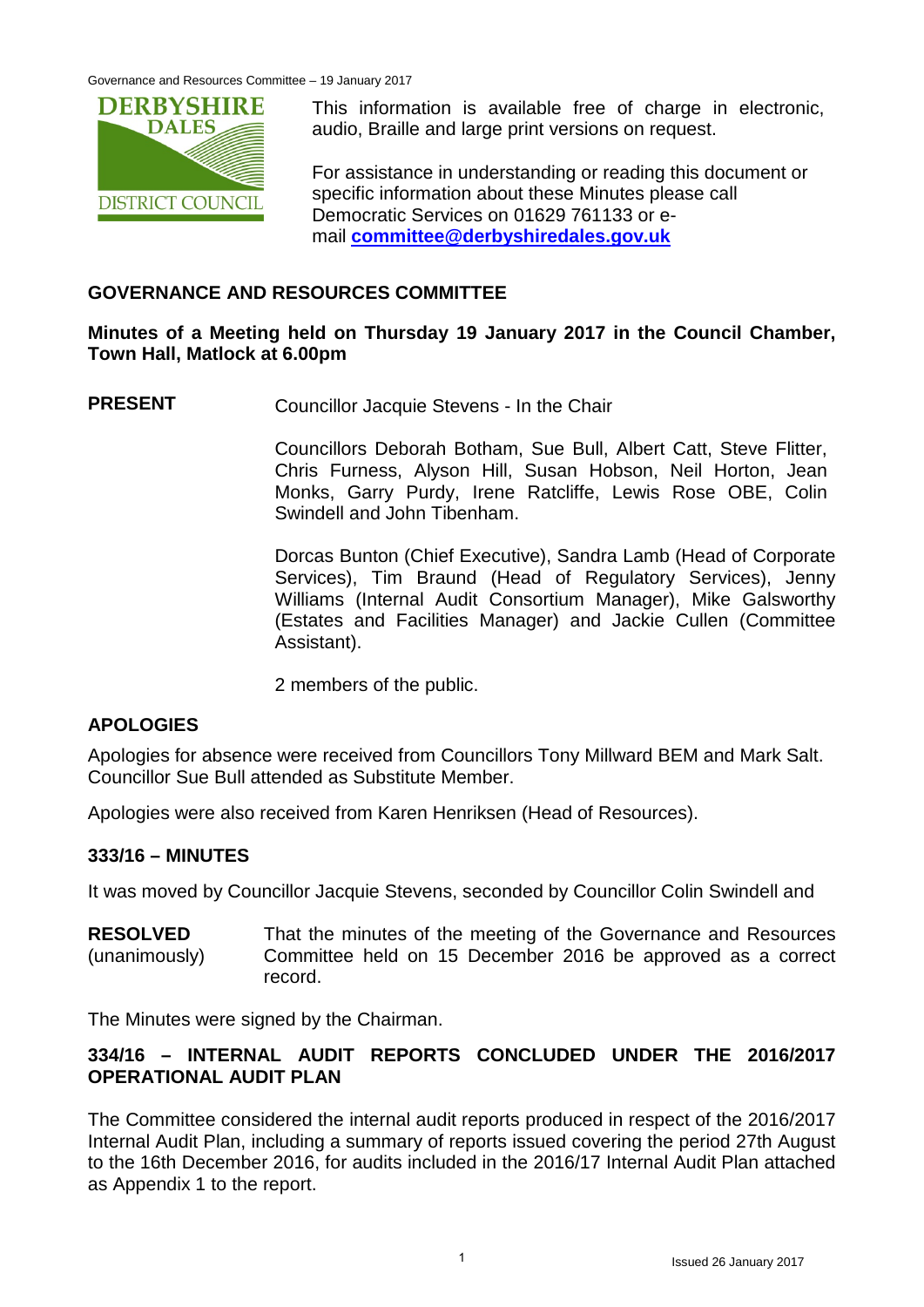This information is available free of charge in electronic, audio, Braille and large print versions on request.

For assistance in understanding or reading this document or specific information about these Minutes please call Democratic Services on 01629 761133 or e-mail **committee@derbyshiredales.gov.uk**

## GOVERNANCE AND RESOURCES COMMITTEE

**Minutes of a Meeting held on Thursday 19 January 2017 in the Council Chamber, Town Hall, Matlock at 6.00pm**

**PRESENT** Councillor Jacquie Stevens - In the Chair

Councillors Deborah Botham, Sue Bull, Albert Catt, Steve Flitter, Chris Furness, Alyson Hill, Susan Hobson, Neil Horton, Jean Monks, Garry Purdy, Irene Ratcliffe, Lewis Rose OBE, Colin Swindell and John Tibenham.

Dorcas Bunton (Chief Executive), Sandra Lamb (Head of Corporate Services), Tim Braund (Head of Regulatory Services), Jenny Williams (Internal Audit Consortium Manager), Mike Galsworthy (Estates and Facilities Manager) and Jackie Cullen (Committee Assistant).

2 members of the public.

### APOLOGIES

Apologies for absence were received from Councillors Tony Millward BEM and Mark Salt. Councillor Sue Bull attended as Substitute Member.

Apologies were also received from Karen Henriksen (Head of Resources).

### 333/16 – MINUTES

It was moved by Councillor Jacquie Stevens, seconded by Councillor Colin Swindell and

**RESOLVED** (unanimously) That the minutes of the meeting of the Governance and Resources Committee held on 15 December 2016 be approved as a correct record.

The Minutes were signed by the Chairman.

### 334/16 – INTERNAL AUDIT REPORTS CONCLUDED UNDER THE 2016/2017 OPERATIONAL AUDIT PLAN

The Committee considered the internal audit reports produced in respect of the 2016/2017 Internal Audit Plan, including a summary of reports issued covering the period 27th August to the 16th December 2016, for audits included in the 2016/17 Internal Audit Plan attached as Appendix 1 to the report.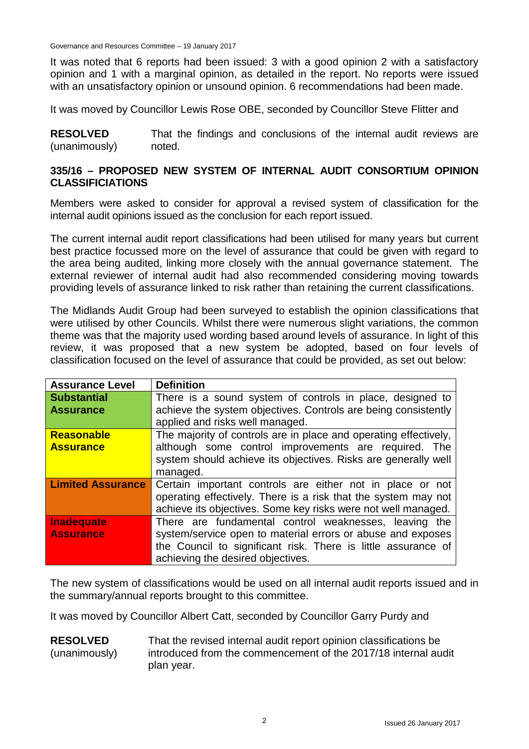It was noted that 6 reports had been issued: 3 with a good opinion 2 with a satisfactory opinion and 1 with a marginal opinion, as detailed in the report. No reports were issued with an unsatisfactory opinion or unsound opinion. 6 recommendations had been made.

It was moved by Councillor Lewis Rose OBE, seconded by Councillor Steve Flitter and

**RESOLVED** (unanimously) That the findings and conclusions of the internal audit reviews are noted.

## 335/16 – PROPOSED NEW SYSTEM OF INTERNAL AUDIT CONSORTIUM OPINION CLASSIFICIATIONS

Members were asked to consider for approval a revised system of classification for the internal audit opinions issued as the conclusion for each report issued.

The current internal audit report classifications had been utilised for many years but current best practice focussed more on the level of assurance that could be given with regard to the area being audited, linking more closely with the annual governance statement. The external reviewer of internal audit had also recommended considering moving towards providing levels of assurance linked to risk rather than retaining the current classifications.

The Midlands Audit Group had been surveyed to establish the opinion classifications that were utilised by other Councils. Whilst there were numerous slight variations, the common theme was that the majority used wording based around levels of assurance. In light of this review, it was proposed that a new system be adopted, based on four levels of classification focused on the level of assurance that could be provided, as set out below:

| Assurance Level | Definition |
|---|---|
| **Substantial Assurance** | There is a sound system of controls in place, designed to achieve the system objectives. Controls are being consistently applied and risks well managed. |
| **Reasonable Assurance** | The majority of controls are in place and operating effectively, although some control improvements are required. The system should achieve its objectives. Risks are generally well managed. |
| **Limited Assurance** | Certain important controls are either not in place or not operating effectively. There is a risk that the system may not achieve its objectives. Some key risks were not well managed. |
| **Inadequate Assurance** | There are fundamental control weaknesses, leaving the system/service open to material errors or abuse and exposes the Council to significant risk. There is little assurance of achieving the desired objectives. |

The new system of classifications would be used on all internal audit reports issued and in the summary/annual reports brought to this committee.

It was moved by Councillor Albert Catt, seconded by Councillor Garry Purdy and

**RESOLVED** (unanimously) That the revised internal audit report opinion classifications be introduced from the commencement of the 2017/18 internal audit plan year.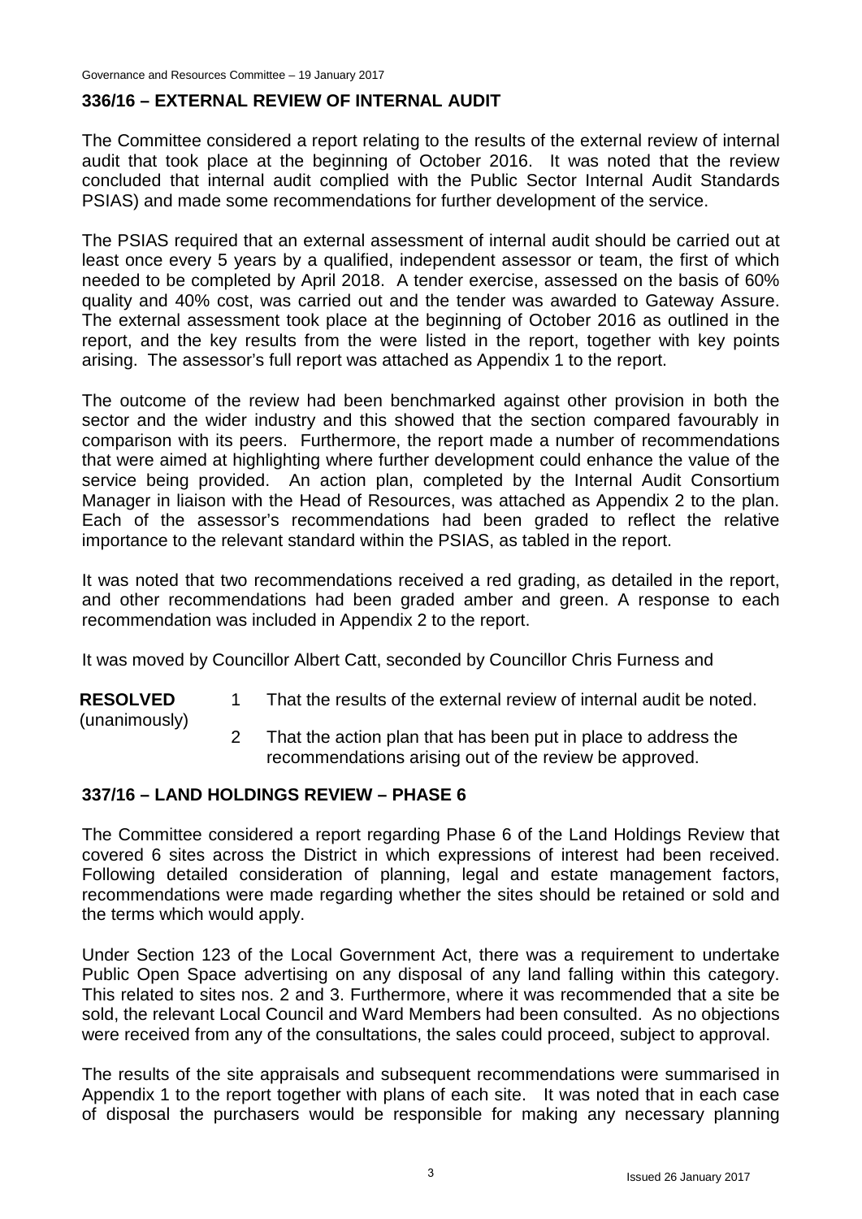## 336/16 – EXTERNAL REVIEW OF INTERNAL AUDIT

The Committee considered a report relating to the results of the external review of internal audit that took place at the beginning of October 2016. It was noted that the review concluded that internal audit complied with the Public Sector Internal Audit Standards PSIAS) and made some recommendations for further development of the service.

The PSIAS required that an external assessment of internal audit should be carried out at least once every 5 years by a qualified, independent assessor or team, the first of which needed to be completed by April 2018. A tender exercise, assessed on the basis of 60% quality and 40% cost, was carried out and the tender was awarded to Gateway Assure. The external assessment took place at the beginning of October 2016 as outlined in the report, and the key results from the were listed in the report, together with key points arising. The assessor's full report was attached as Appendix 1 to the report.

The outcome of the review had been benchmarked against other provision in both the sector and the wider industry and this showed that the section compared favourably in comparison with its peers. Furthermore, the report made a number of recommendations that were aimed at highlighting where further development could enhance the value of the service being provided. An action plan, completed by the Internal Audit Consortium Manager in liaison with the Head of Resources, was attached as Appendix 2 to the plan. Each of the assessor's recommendations had been graded to reflect the relative importance to the relevant standard within the PSIAS, as tabled in the report.

It was noted that two recommendations received a red grading, as detailed in the report, and other recommendations had been graded amber and green. A response to each recommendation was included in Appendix 2 to the report.

It was moved by Councillor Albert Catt, seconded by Councillor Chris Furness and

**RESOLVED** (unanimously)

1. That the results of the external review of internal audit be noted.
2. That the action plan that has been put in place to address the recommendations arising out of the review be approved.

## 337/16 – LAND HOLDINGS REVIEW – PHASE 6

The Committee considered a report regarding Phase 6 of the Land Holdings Review that covered 6 sites across the District in which expressions of interest had been received. Following detailed consideration of planning, legal and estate management factors, recommendations were made regarding whether the sites should be retained or sold and the terms which would apply.

Under Section 123 of the Local Government Act, there was a requirement to undertake Public Open Space advertising on any disposal of any land falling within this category. This related to sites nos. 2 and 3. Furthermore, where it was recommended that a site be sold, the relevant Local Council and Ward Members had been consulted. As no objections were received from any of the consultations, the sales could proceed, subject to approval.

The results of the site appraisals and subsequent recommendations were summarised in Appendix 1 to the report together with plans of each site. It was noted that in each case of disposal the purchasers would be responsible for making any necessary planning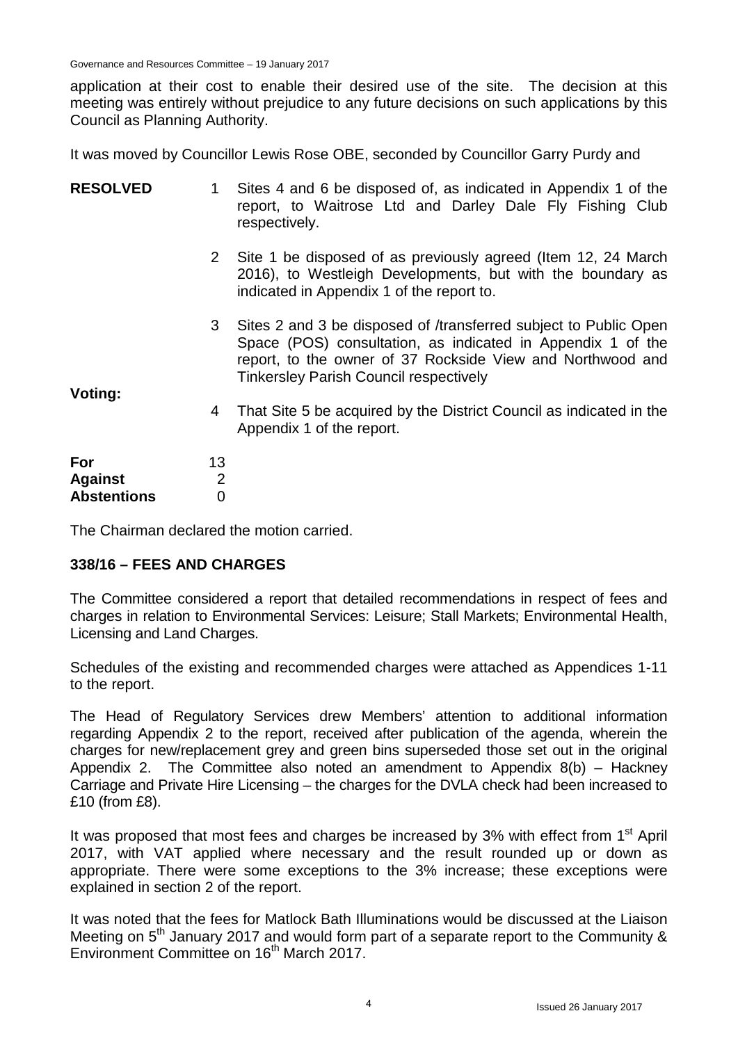application at their cost to enable their desired use of the site. The decision at this meeting was entirely without prejudice to any future decisions on such applications by this Council as Planning Authority.

It was moved by Councillor Lewis Rose OBE, seconded by Councillor Garry Purdy and

**RESOLVED**

1. Sites 4 and 6 be disposed of, as indicated in Appendix 1 of the report, to Waitrose Ltd and Darley Dale Fly Fishing Club respectively.
2. Site 1 be disposed of as previously agreed (Item 12, 24 March 2016), to Westleigh Developments, but with the boundary as indicated in Appendix 1 of the report to.
3. Sites 2 and 3 be disposed of /transferred subject to Public Open Space (POS) consultation, as indicated in Appendix 1 of the report, to the owner of 37 Rockside View and Northwood and Tinkersley Parish Council respectively
4. That Site 5 be acquired by the District Council as indicated in the Appendix 1 of the report.

**Voting:**

| | |
|---|---|
| **For** | 13 |
| **Against** | 2 |
| **Abstentions** | 0 |

The Chairman declared the motion carried.

## 338/16 – FEES AND CHARGES

The Committee considered a report that detailed recommendations in respect of fees and charges in relation to Environmental Services: Leisure; Stall Markets; Environmental Health, Licensing and Land Charges.

Schedules of the existing and recommended charges were attached as Appendices 1-11 to the report.

The Head of Regulatory Services drew Members' attention to additional information regarding Appendix 2 to the report, received after publication of the agenda, wherein the charges for new/replacement grey and green bins superseded those set out in the original Appendix 2. The Committee also noted an amendment to Appendix 8(b) – Hackney Carriage and Private Hire Licensing – the charges for the DVLA check had been increased to £10 (from £8).

It was proposed that most fees and charges be increased by 3% with effect from 1st April 2017, with VAT applied where necessary and the result rounded up or down as appropriate. There were some exceptions to the 3% increase; these exceptions were explained in section 2 of the report.

It was noted that the fees for Matlock Bath Illuminations would be discussed at the Liaison Meeting on 5th January 2017 and would form part of a separate report to the Community & Environment Committee on 16th March 2017.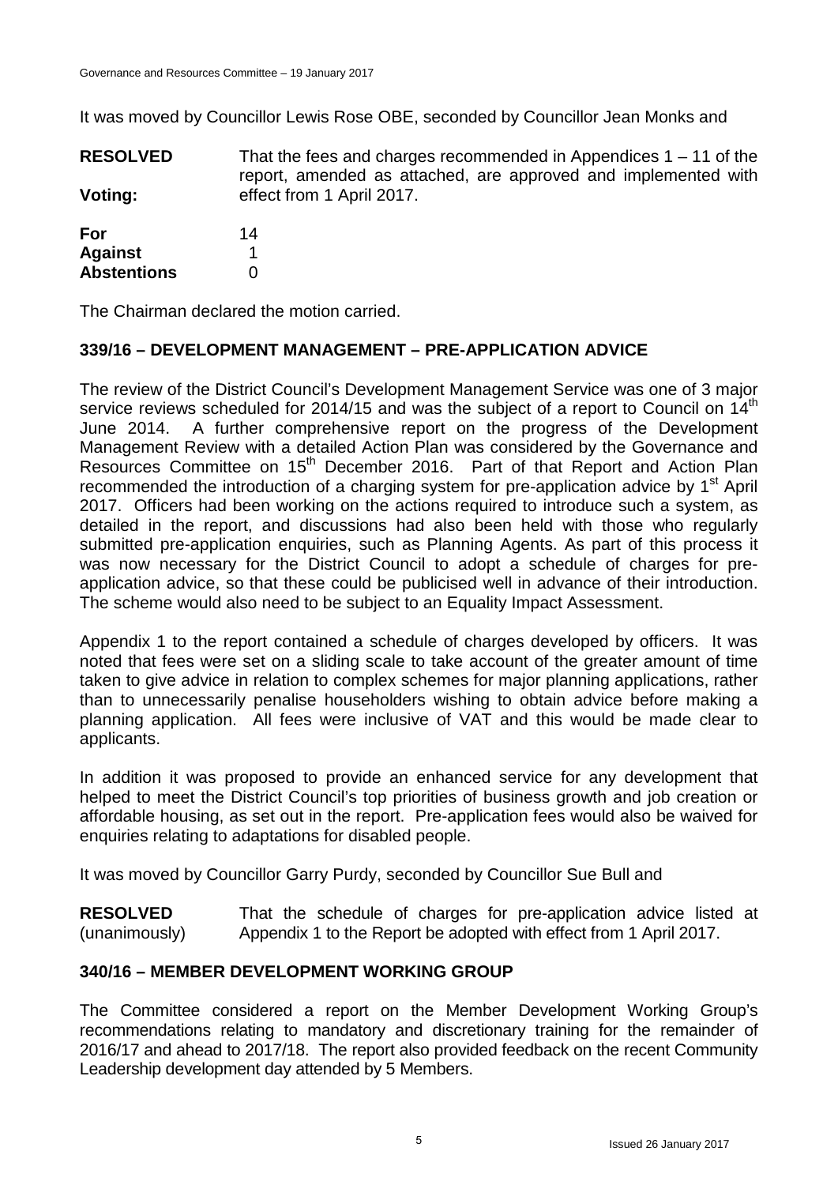It was moved by Councillor Lewis Rose OBE, seconded by Councillor Jean Monks and

**RESOLVED** That the fees and charges recommended in Appendices 1 – 11 of the report, amended as attached, are approved and implemented with effect from 1 April 2017.

**Voting:**

| | |
|---|---|
| **For** | 14 |
| **Against** | 1 |
| **Abstentions** | 0 |

The Chairman declared the motion carried.

## 339/16 – DEVELOPMENT MANAGEMENT – PRE-APPLICATION ADVICE

The review of the District Council's Development Management Service was one of 3 major service reviews scheduled for 2014/15 and was the subject of a report to Council on 14th June 2014. A further comprehensive report on the progress of the Development Management Review with a detailed Action Plan was considered by the Governance and Resources Committee on 15th December 2016. Part of that Report and Action Plan recommended the introduction of a charging system for pre-application advice by 1st April 2017. Officers had been working on the actions required to introduce such a system, as detailed in the report, and discussions had also been held with those who regularly submitted pre-application enquiries, such as Planning Agents. As part of this process it was now necessary for the District Council to adopt a schedule of charges for pre-application advice, so that these could be publicised well in advance of their introduction. The scheme would also need to be subject to an Equality Impact Assessment.

Appendix 1 to the report contained a schedule of charges developed by officers. It was noted that fees were set on a sliding scale to take account of the greater amount of time taken to give advice in relation to complex schemes for major planning applications, rather than to unnecessarily penalise householders wishing to obtain advice before making a planning application. All fees were inclusive of VAT and this would be made clear to applicants.

In addition it was proposed to provide an enhanced service for any development that helped to meet the District Council's top priorities of business growth and job creation or affordable housing, as set out in the report. Pre-application fees would also be waived for enquiries relating to adaptations for disabled people.

It was moved by Councillor Garry Purdy, seconded by Councillor Sue Bull and

**RESOLVED** (unanimously) That the schedule of charges for pre-application advice listed at Appendix 1 to the Report be adopted with effect from 1 April 2017.

## 340/16 – MEMBER DEVELOPMENT WORKING GROUP

The Committee considered a report on the Member Development Working Group's recommendations relating to mandatory and discretionary training for the remainder of 2016/17 and ahead to 2017/18. The report also provided feedback on the recent Community Leadership development day attended by 5 Members.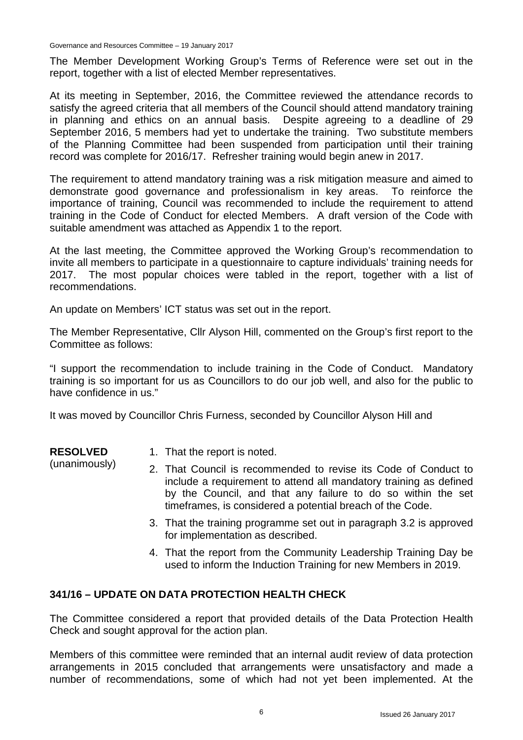The Member Development Working Group's Terms of Reference were set out in the report, together with a list of elected Member representatives.

At its meeting in September, 2016, the Committee reviewed the attendance records to satisfy the agreed criteria that all members of the Council should attend mandatory training in planning and ethics on an annual basis. Despite agreeing to a deadline of 29 September 2016, 5 members had yet to undertake the training. Two substitute members of the Planning Committee had been suspended from participation until their training record was complete for 2016/17. Refresher training would begin anew in 2017.

The requirement to attend mandatory training was a risk mitigation measure and aimed to demonstrate good governance and professionalism in key areas. To reinforce the importance of training, Council was recommended to include the requirement to attend training in the Code of Conduct for elected Members. A draft version of the Code with suitable amendment was attached as Appendix 1 to the report.

At the last meeting, the Committee approved the Working Group's recommendation to invite all members to participate in a questionnaire to capture individuals' training needs for 2017. The most popular choices were tabled in the report, together with a list of recommendations.

An update on Members' ICT status was set out in the report.

The Member Representative, Cllr Alyson Hill, commented on the Group's first report to the Committee as follows:

"I support the recommendation to include training in the Code of Conduct. Mandatory training is so important for us as Councillors to do our job well, and also for the public to have confidence in us."

It was moved by Councillor Chris Furness, seconded by Councillor Alyson Hill and

**RESOLVED** (unanimously)

1. That the report is noted.
2. That Council is recommended to revise its Code of Conduct to include a requirement to attend all mandatory training as defined by the Council, and that any failure to do so within the set timeframes, is considered a potential breach of the Code.
3. That the training programme set out in paragraph 3.2 is approved for implementation as described.
4. That the report from the Community Leadership Training Day be used to inform the Induction Training for new Members in 2019.

## 341/16 – UPDATE ON DATA PROTECTION HEALTH CHECK

The Committee considered a report that provided details of the Data Protection Health Check and sought approval for the action plan.

Members of this committee were reminded that an internal audit review of data protection arrangements in 2015 concluded that arrangements were unsatisfactory and made a number of recommendations, some of which had not yet been implemented. At the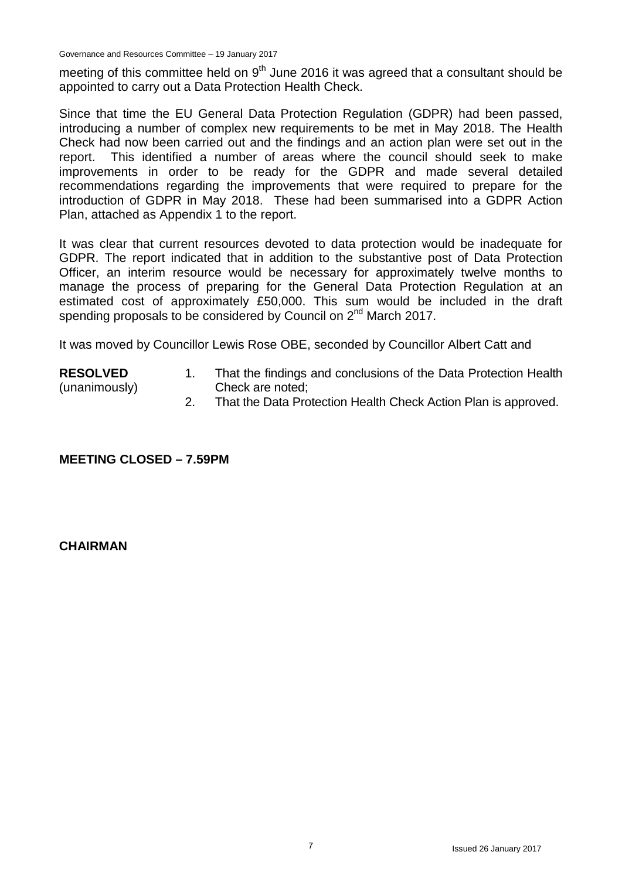meeting of this committee held on 9th June 2016 it was agreed that a consultant should be appointed to carry out a Data Protection Health Check.

Since that time the EU General Data Protection Regulation (GDPR) had been passed, introducing a number of complex new requirements to be met in May 2018. The Health Check had now been carried out and the findings and an action plan were set out in the report. This identified a number of areas where the council should seek to make improvements in order to be ready for the GDPR and made several detailed recommendations regarding the improvements that were required to prepare for the introduction of GDPR in May 2018. These had been summarised into a GDPR Action Plan, attached as Appendix 1 to the report.

It was clear that current resources devoted to data protection would be inadequate for GDPR. The report indicated that in addition to the substantive post of Data Protection Officer, an interim resource would be necessary for approximately twelve months to manage the process of preparing for the General Data Protection Regulation at an estimated cost of approximately £50,000. This sum would be included in the draft spending proposals to be considered by Council on 2nd March 2017.

It was moved by Councillor Lewis Rose OBE, seconded by Councillor Albert Catt and

**RESOLVED** (unanimously)

1. That the findings and conclusions of the Data Protection Health Check are noted;
2. That the Data Protection Health Check Action Plan is approved.

**MEETING CLOSED – 7.59PM**

**CHAIRMAN**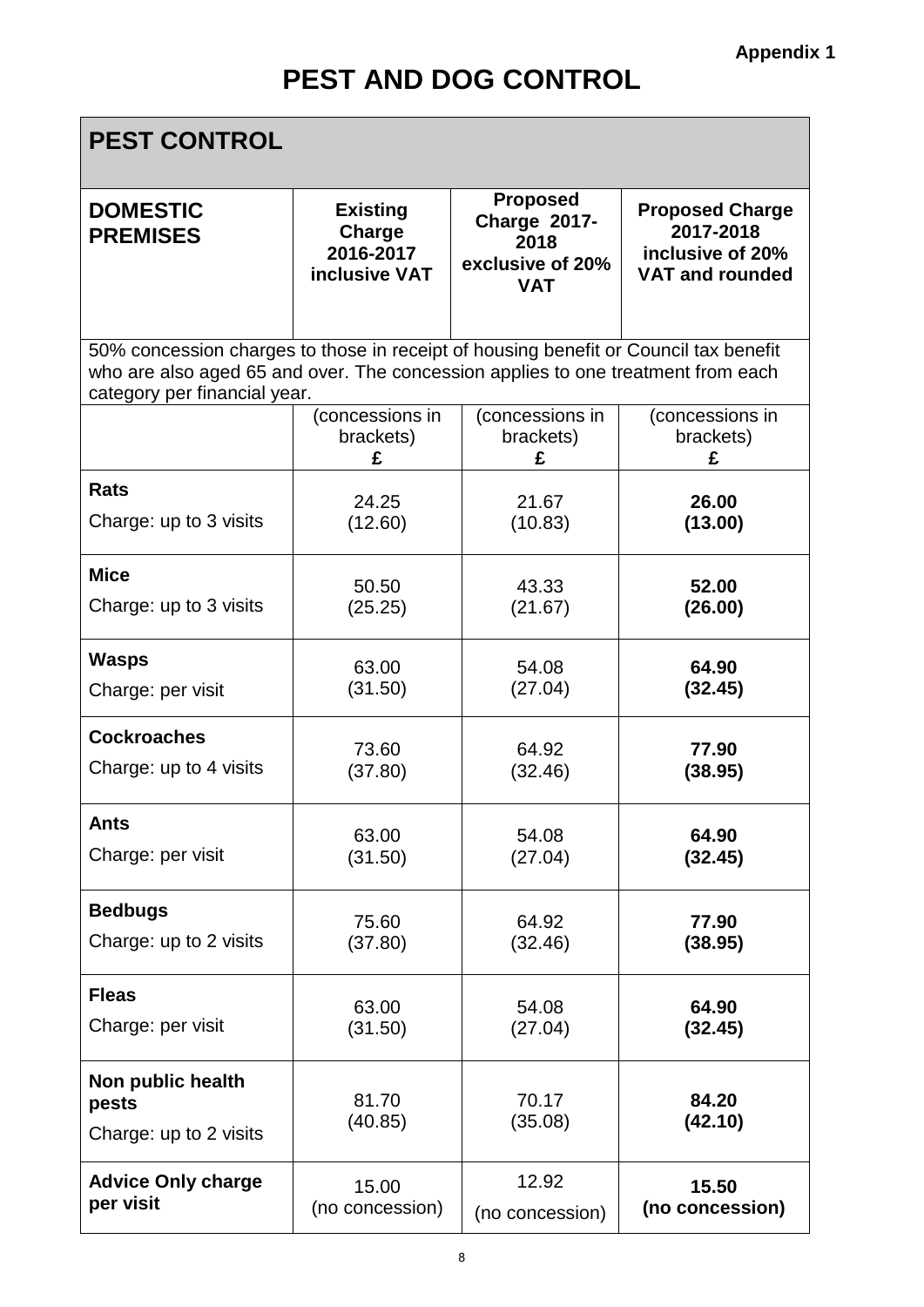**Appendix 1**

# PEST AND DOG CONTROL

| PEST CONTROL | | | |
|---|---|---|---|
| **DOMESTIC PREMISES** | **Existing Charge 2016-2017 inclusive VAT** | **Proposed Charge 2017-2018 exclusive of 20% VAT** | **Proposed Charge 2017-2018 inclusive of 20% VAT and rounded** |
| 50% concession charges to those in receipt of housing benefit or Council tax benefit who are also aged 65 and over. The concession applies to one treatment from each category per financial year. | | | |
| | (concessions in brackets) £ | (concessions in brackets) £ | (concessions in brackets) £ |
| **Rats** Charge: up to 3 visits | 24.25 (12.60) | 21.67 (10.83) | **26.00 (13.00)** |
| **Mice** Charge: up to 3 visits | 50.50 (25.25) | 43.33 (21.67) | **52.00 (26.00)** |
| **Wasps** Charge: per visit | 63.00 (31.50) | 54.08 (27.04) | **64.90 (32.45)** |
| **Cockroaches** Charge: up to 4 visits | 73.60 (37.80) | 64.92 (32.46) | **77.90 (38.95)** |
| **Ants** Charge: per visit | 63.00 (31.50) | 54.08 (27.04) | **64.90 (32.45)** |
| **Bedbugs** Charge: up to 2 visits | 75.60 (37.80) | 64.92 (32.46) | **77.90 (38.95)** |
| **Fleas** Charge: per visit | 63.00 (31.50) | 54.08 (27.04) | **64.90 (32.45)** |
| **Non public health pests** Charge: up to 2 visits | 81.70 (40.85) | 70.17 (35.08) | **84.20 (42.10)** |
| **Advice Only charge per visit** | 15.00 (no concession) | 12.92 (no concession) | **15.50 (no concession)** |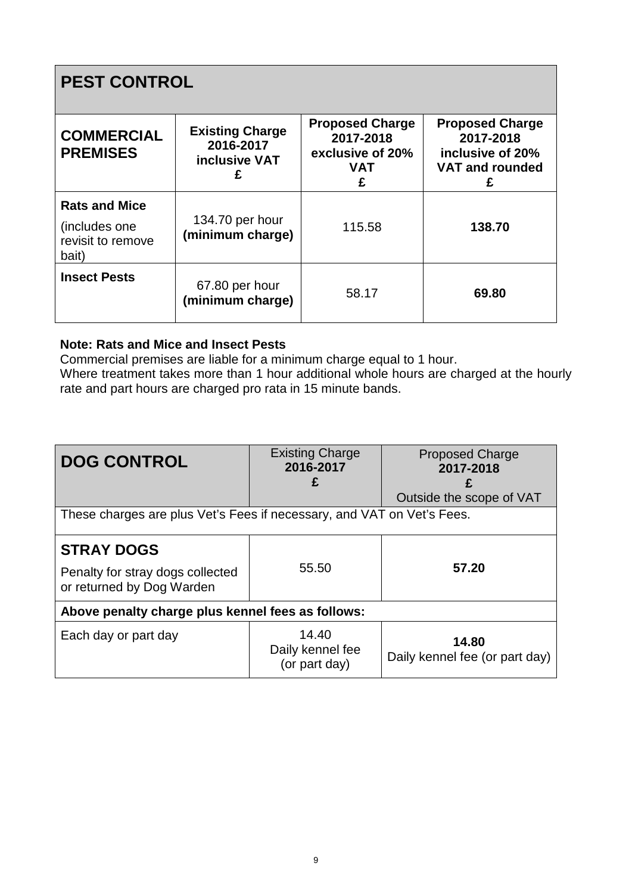## PEST CONTROL

| **COMMERCIAL PREMISES** | **Existing Charge 2016-2017 inclusive VAT £** | **Proposed Charge 2017-2018 exclusive of 20% VAT £** | **Proposed Charge 2017-2018 inclusive of 20% VAT and rounded £** |
|---|---|---|---|
| **Rats and Mice** (includes one revisit to remove bait) | 134.70 per hour **(minimum charge)** | 115.58 | **138.70** |
| **Insect Pests** | 67.80 per hour **(minimum charge)** | 58.17 | **69.80** |

**Note: Rats and Mice and Insect Pests**
Commercial premises are liable for a minimum charge equal to 1 hour.
Where treatment takes more than 1 hour additional whole hours are charged at the hourly rate and part hours are charged pro rata in 15 minute bands.

| **DOG CONTROL** | Existing Charge **2016-2017** **£** | Proposed Charge **2017-2018** **£** Outside the scope of VAT |
|---|---|---|
| These charges are plus Vet's Fees if necessary, and VAT on Vet's Fees. | | |
| **STRAY DOGS** Penalty for stray dogs collected or returned by Dog Warden | 55.50 | **57.20** |
| **Above penalty charge plus kennel fees as follows:** | | |
| Each day or part day | 14.40 Daily kennel fee (or part day) | **14.80** Daily kennel fee (or part day) |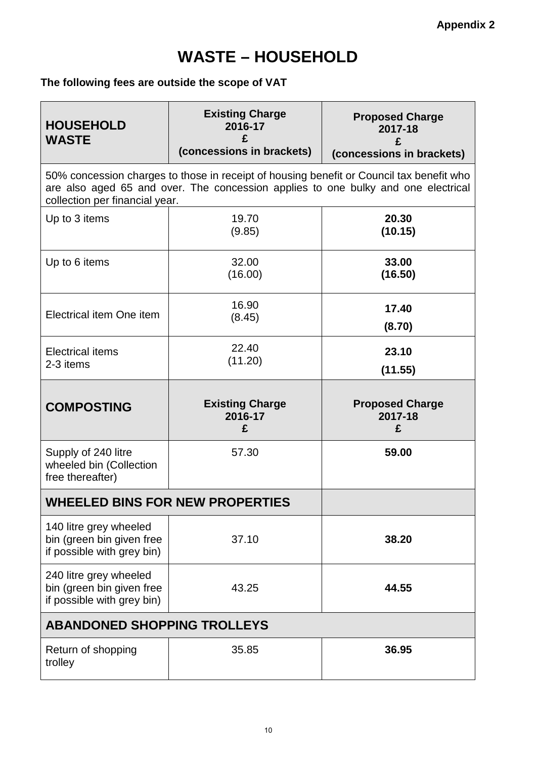**Appendix 2**

# WASTE – HOUSEHOLD

**The following fees are outside the scope of VAT**

| **HOUSEHOLD WASTE** | **Existing Charge 2016-17 £ (concessions in brackets)** | **Proposed Charge 2017-18 £ (concessions in brackets)** |
|---|---|---|
| 50% concession charges to those in receipt of housing benefit or Council tax benefit who are also aged 65 and over. The concession applies to one bulky and one electrical collection per financial year. | | |
| Up to 3 items | 19.70 (9.85) | **20.30 (10.15)** |
| Up to 6 items | 32.00 (16.00) | **33.00 (16.50)** |
| Electrical item One item | 16.90 (8.45) | **17.40 (8.70)** |
| Electrical items 2-3 items | 22.40 (11.20) | **23.10 (11.55)** |
| **COMPOSTING** | **Existing Charge 2016-17 £** | **Proposed Charge 2017-18 £** |
| Supply of 240 litre wheeled bin (Collection free thereafter) | 57.30 | **59.00** |
| **WHEELED BINS FOR NEW PROPERTIES** | | |
| 140 litre grey wheeled bin (green bin given free if possible with grey bin) | 37.10 | **38.20** |
| 240 litre grey wheeled bin (green bin given free if possible with grey bin) | 43.25 | **44.55** |
| **ABANDONED SHOPPING TROLLEYS** | | |
| Return of shopping trolley | 35.85 | **36.95** |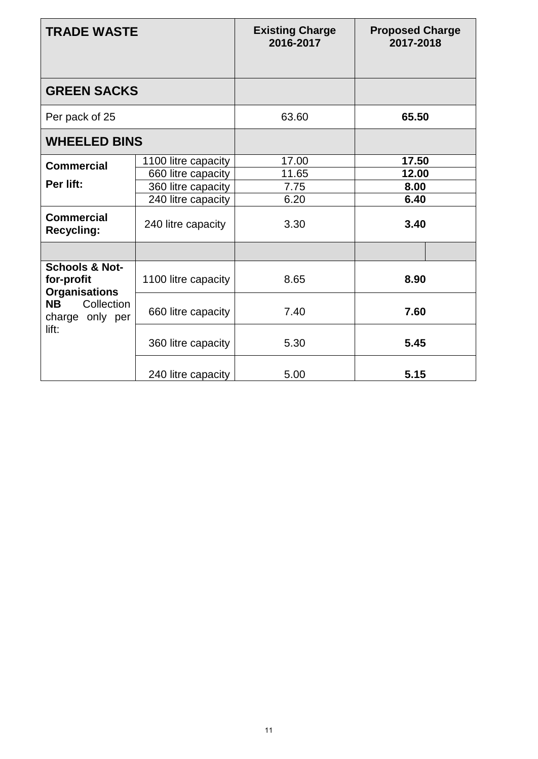| TRADE WASTE | | Existing Charge 2016-2017 | Proposed Charge 2017-2018 |
|---|---|---|---|
| **GREEN SACKS** | | | |
| Per pack of 25 | | 63.60 | **65.50** |
| **WHEELED BINS** | | | |
| **Commercial Per lift:** | 1100 litre capacity | 17.00 | **17.50** |
| | 660 litre capacity | 11.65 | **12.00** |
| | 360 litre capacity | 7.75 | **8.00** |
| | 240 litre capacity | 6.20 | **6.40** |
| **Commercial Recycling:** | 240 litre capacity | 3.30 | **3.40** |
| | | | |
| **Schools & Not-for-profit Organisations** **NB** Collection charge only per lift: | 1100 litre capacity | 8.65 | **8.90** |
| | 660 litre capacity | 7.40 | **7.60** |
| | 360 litre capacity | 5.30 | **5.45** |
| | 240 litre capacity | 5.00 | **5.15** |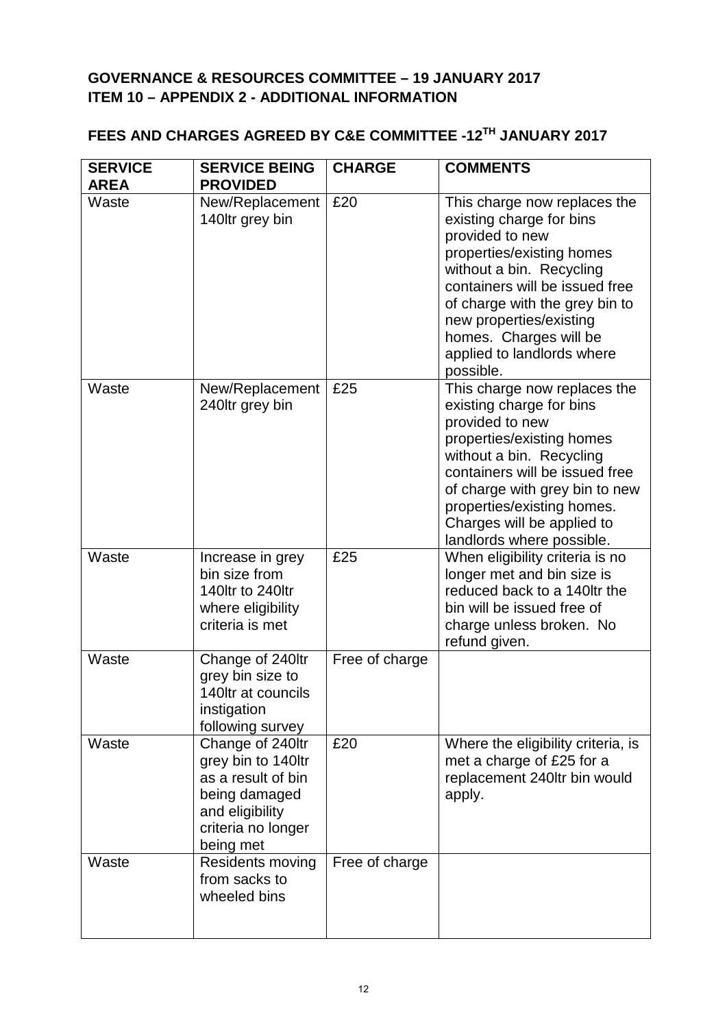**GOVERNANCE & RESOURCES COMMITTEE – 19 JANUARY 2017**
**ITEM 10 – APPENDIX 2 - ADDITIONAL INFORMATION**

**FEES AND CHARGES AGREED BY C&E COMMITTEE -12TH JANUARY 2017**

| SERVICE AREA | SERVICE BEING PROVIDED | CHARGE | COMMENTS |
|---|---|---|---|
| Waste | New/Replacement 140ltr grey bin | £20 | This charge now replaces the existing charge for bins provided to new properties/existing homes without a bin. Recycling containers will be issued free of charge with the grey bin to new properties/existing homes. Charges will be applied to landlords where possible. |
| Waste | New/Replacement 240ltr grey bin | £25 | This charge now replaces the existing charge for bins provided to new properties/existing homes without a bin. Recycling containers will be issued free of charge with grey bin to new properties/existing homes. Charges will be applied to landlords where possible. |
| Waste | Increase in grey bin size from 140ltr to 240ltr where eligibility criteria is met | £25 | When eligibility criteria is no longer met and bin size is reduced back to a 140ltr the bin will be issued free of charge unless broken. No refund given. |
| Waste | Change of 240ltr grey bin size to 140ltr at councils instigation following survey | Free of charge | |
| Waste | Change of 240ltr grey bin to 140ltr as a result of bin being damaged and eligibility criteria no longer being met | £20 | Where the eligibility criteria, is met a charge of £25 for a replacement 240ltr bin would apply. |
| Waste | Residents moving from sacks to wheeled bins | Free of charge | |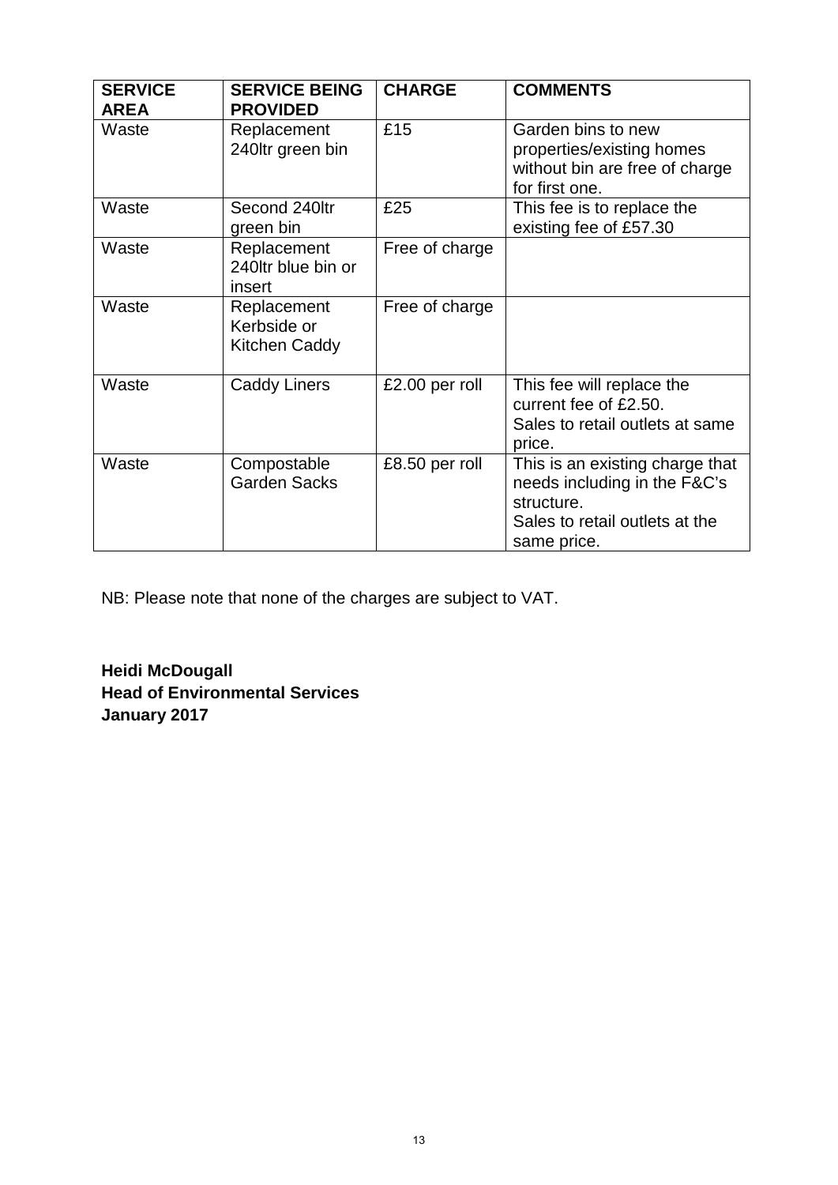| SERVICE AREA | SERVICE BEING PROVIDED | CHARGE | COMMENTS |
|---|---|---|---|
| Waste | Replacement 240ltr green bin | £15 | Garden bins to new properties/existing homes without bin are free of charge for first one. |
| Waste | Second 240ltr green bin | £25 | This fee is to replace the existing fee of £57.30 |
| Waste | Replacement 240ltr blue bin or insert | Free of charge | |
| Waste | Replacement Kerbside or Kitchen Caddy | Free of charge | |
| Waste | Caddy Liners | £2.00 per roll | This fee will replace the current fee of £2.50. Sales to retail outlets at same price. |
| Waste | Compostable Garden Sacks | £8.50 per roll | This is an existing charge that needs including in the F&C's structure. Sales to retail outlets at the same price. |

NB: Please note that none of the charges are subject to VAT.

**Heidi McDougall**
**Head of Environmental Services**
**January 2017**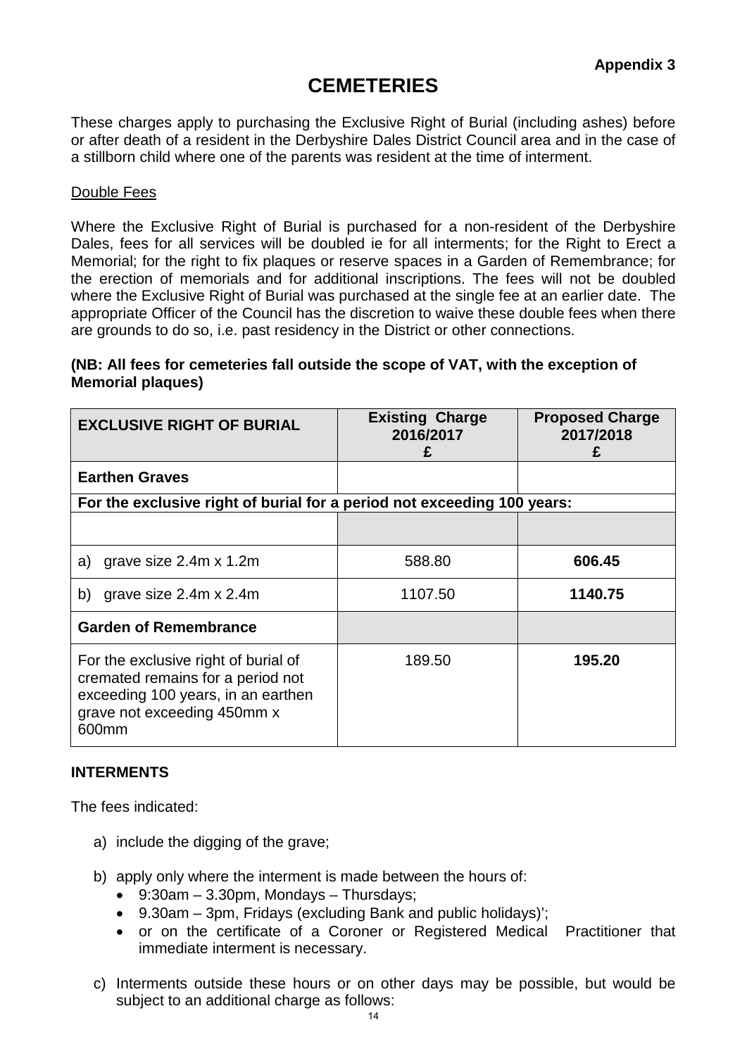**Appendix 3**

# CEMETERIES

These charges apply to purchasing the Exclusive Right of Burial (including ashes) before or after death of a resident in the Derbyshire Dales District Council area and in the case of a stillborn child where one of the parents was resident at the time of interment.

## Double Fees

Where the Exclusive Right of Burial is purchased for a non-resident of the Derbyshire Dales, fees for all services will be doubled ie for all interments; for the Right to Erect a Memorial; for the right to fix plaques or reserve spaces in a Garden of Remembrance; for the erection of memorials and for additional inscriptions. The fees will not be doubled where the Exclusive Right of Burial was purchased at the single fee at an earlier date. The appropriate Officer of the Council has the discretion to waive these double fees when there are grounds to do so, i.e. past residency in the District or other connections.

**(NB: All fees for cemeteries fall outside the scope of VAT, with the exception of Memorial plaques)**

| EXCLUSIVE RIGHT OF BURIAL | Existing Charge 2016/2017 £ | Proposed Charge 2017/2018 £ |
|---|---|---|
| **Earthen Graves** | | |
| **For the exclusive right of burial for a period not exceeding 100 years:** | | |
| | | |
| a) grave size 2.4m x 1.2m | 588.80 | **606.45** |
| b) grave size 2.4m x 2.4m | 1107.50 | **1140.75** |
| **Garden of Remembrance** | | |
| For the exclusive right of burial of cremated remains for a period not exceeding 100 years, in an earthen grave not exceeding 450mm x 600mm | 189.50 | **195.20** |

**INTERMENTS**

The fees indicated:

a) include the digging of the grave;

b) apply only where the interment is made between the hours of:
   - 9:30am – 3.30pm, Mondays – Thursdays;
   - 9.30am – 3pm, Fridays (excluding Bank and public holidays)';
   - or on the certificate of a Coroner or Registered Medical Practitioner that immediate interment is necessary.

c) Interments outside these hours or on other days may be possible, but would be subject to an additional charge as follows: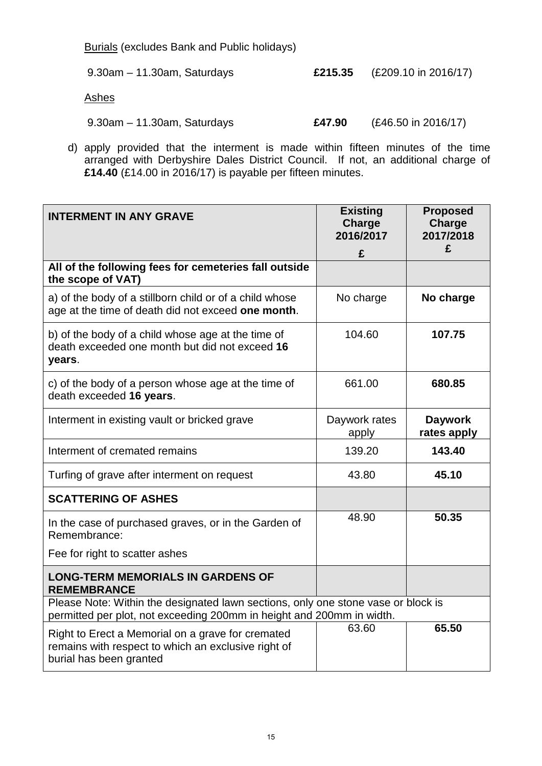Burials (excludes Bank and Public holidays)

9.30am – 11.30am, Saturdays **£215.35** (£209.10 in 2016/17)

Ashes

9.30am – 11.30am, Saturdays **£47.90** (£46.50 in 2016/17)

d) apply provided that the interment is made within fifteen minutes of the time arranged with Derbyshire Dales District Council. If not, an additional charge of **£14.40** (£14.00 in 2016/17) is payable per fifteen minutes.

| **INTERMENT IN ANY GRAVE** | **Existing Charge 2016/2017 £** | **Proposed Charge 2017/2018 £** |
|---|---|---|
| **All of the following fees for cemeteries fall outside the scope of VAT)** | | |
| a) of the body of a stillborn child or of a child whose age at the time of death did not exceed **one month**. | No charge | **No charge** |
| b) of the body of a child whose age at the time of death exceeded one month but did not exceed **16 years**. | 104.60 | **107.75** |
| c) of the body of a person whose age at the time of death exceeded **16 years**. | 661.00 | **680.85** |
| Interment in existing vault or bricked grave | Daywork rates apply | **Daywork rates apply** |
| Interment of cremated remains | 139.20 | **143.40** |
| Turfing of grave after interment on request | 43.80 | **45.10** |
| **SCATTERING OF ASHES** | | |
| In the case of purchased graves, or in the Garden of Remembrance: Fee for right to scatter ashes | 48.90 | **50.35** |
| **LONG-TERM MEMORIALS IN GARDENS OF REMEMBRANCE** | | |
| Please Note: Within the designated lawn sections, only one stone vase or block is permitted per plot, not exceeding 200mm in height and 200mm in width. | | |
| Right to Erect a Memorial on a grave for cremated remains with respect to which an exclusive right of burial has been granted | 63.60 | **65.50** |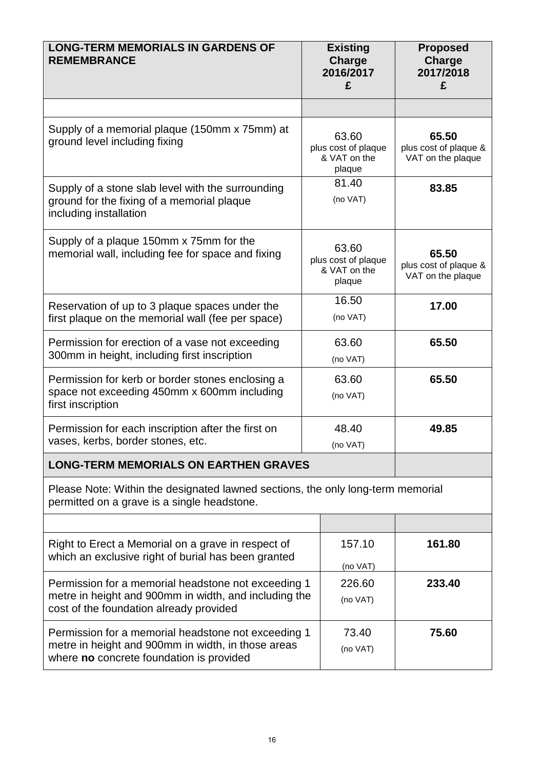| **LONG-TERM MEMORIALS IN GARDENS OF REMEMBRANCE** | **Existing Charge 2016/2017 £** | **Proposed Charge 2017/2018 £** |
|---|---|---|
| | | |
| Supply of a memorial plaque (150mm x 75mm) at ground level including fixing | 63.60 plus cost of plaque & VAT on the plaque | **65.50** plus cost of plaque & VAT on the plaque |
| Supply of a stone slab level with the surrounding ground for the fixing of a memorial plaque including installation | 81.40 (no VAT) | **83.85** |
| Supply of a plaque 150mm x 75mm for the memorial wall, including fee for space and fixing | 63.60 plus cost of plaque & VAT on the plaque | **65.50** plus cost of plaque & VAT on the plaque |
| Reservation of up to 3 plaque spaces under the first plaque on the memorial wall (fee per space) | 16.50 (no VAT) | **17.00** |
| Permission for erection of a vase not exceeding 300mm in height, including first inscription | 63.60 (no VAT) | **65.50** |
| Permission for kerb or border stones enclosing a space not exceeding 450mm x 600mm including first inscription | 63.60 (no VAT) | **65.50** |
| Permission for each inscription after the first on vases, kerbs, border stones, etc. | 48.40 (no VAT) | **49.85** |
| **LONG-TERM MEMORIALS ON EARTHEN GRAVES** | | |
| Please Note: Within the designated lawned sections, the only long-term memorial permitted on a grave is a single headstone. | | |
| | | |
| Right to Erect a Memorial on a grave in respect of which an exclusive right of burial has been granted | 157.10 (no VAT) | **161.80** |
| Permission for a memorial headstone not exceeding 1 metre in height and 900mm in width, and including the cost of the foundation already provided | 226.60 (no VAT) | **233.40** |
| Permission for a memorial headstone not exceeding 1 metre in height and 900mm in width, in those areas where **no** concrete foundation is provided | 73.40 (no VAT) | **75.60** |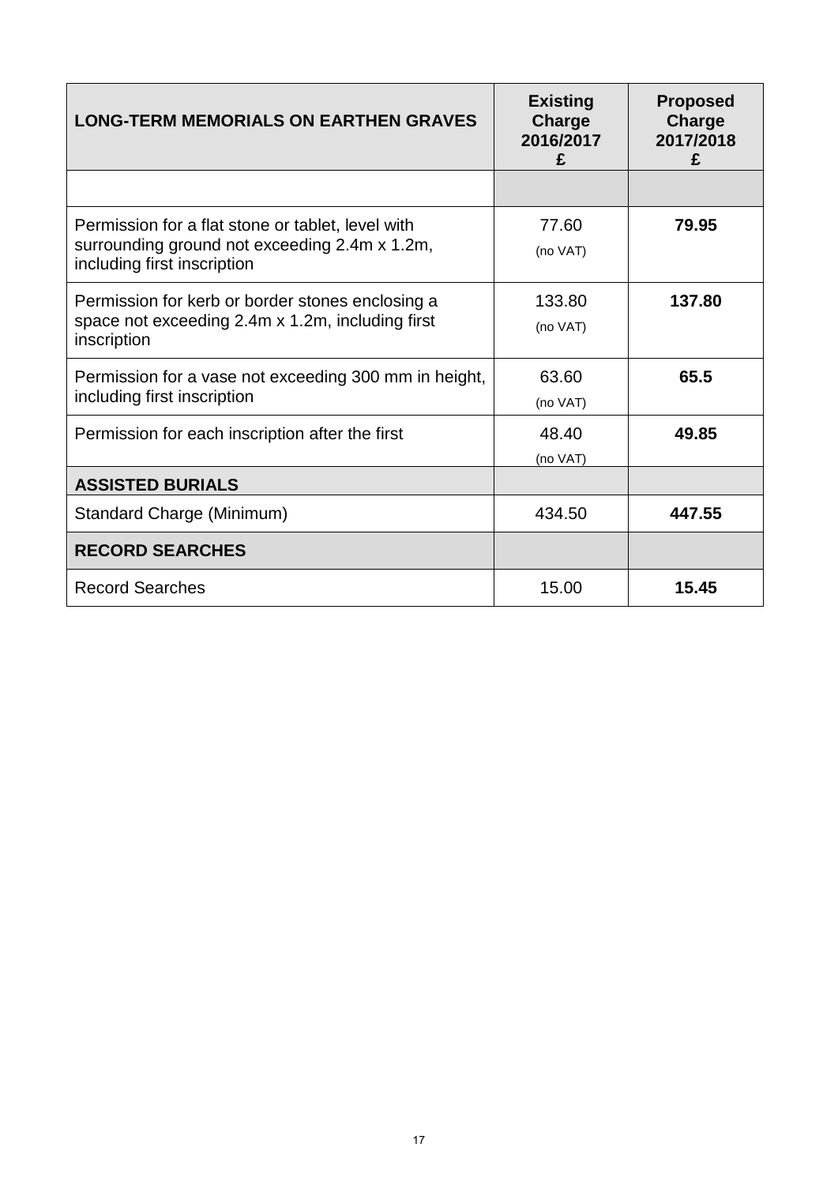| LONG-TERM MEMORIALS ON EARTHEN GRAVES | Existing Charge 2016/2017 £ | Proposed Charge 2017/2018 £ |
|---|---|---|
| | | |
| Permission for a flat stone or tablet, level with surrounding ground not exceeding 2.4m x 1.2m, including first inscription | 77.60 (no VAT) | **79.95** |
| Permission for kerb or border stones enclosing a space not exceeding 2.4m x 1.2m, including first inscription | 133.80 (no VAT) | **137.80** |
| Permission for a vase not exceeding 300 mm in height, including first inscription | 63.60 (no VAT) | **65.5** |
| Permission for each inscription after the first | 48.40 (no VAT) | **49.85** |
| **ASSISTED BURIALS** | | |
| Standard Charge (Minimum) | 434.50 | **447.55** |
| **RECORD SEARCHES** | | |
| Record Searches | 15.00 | **15.45** |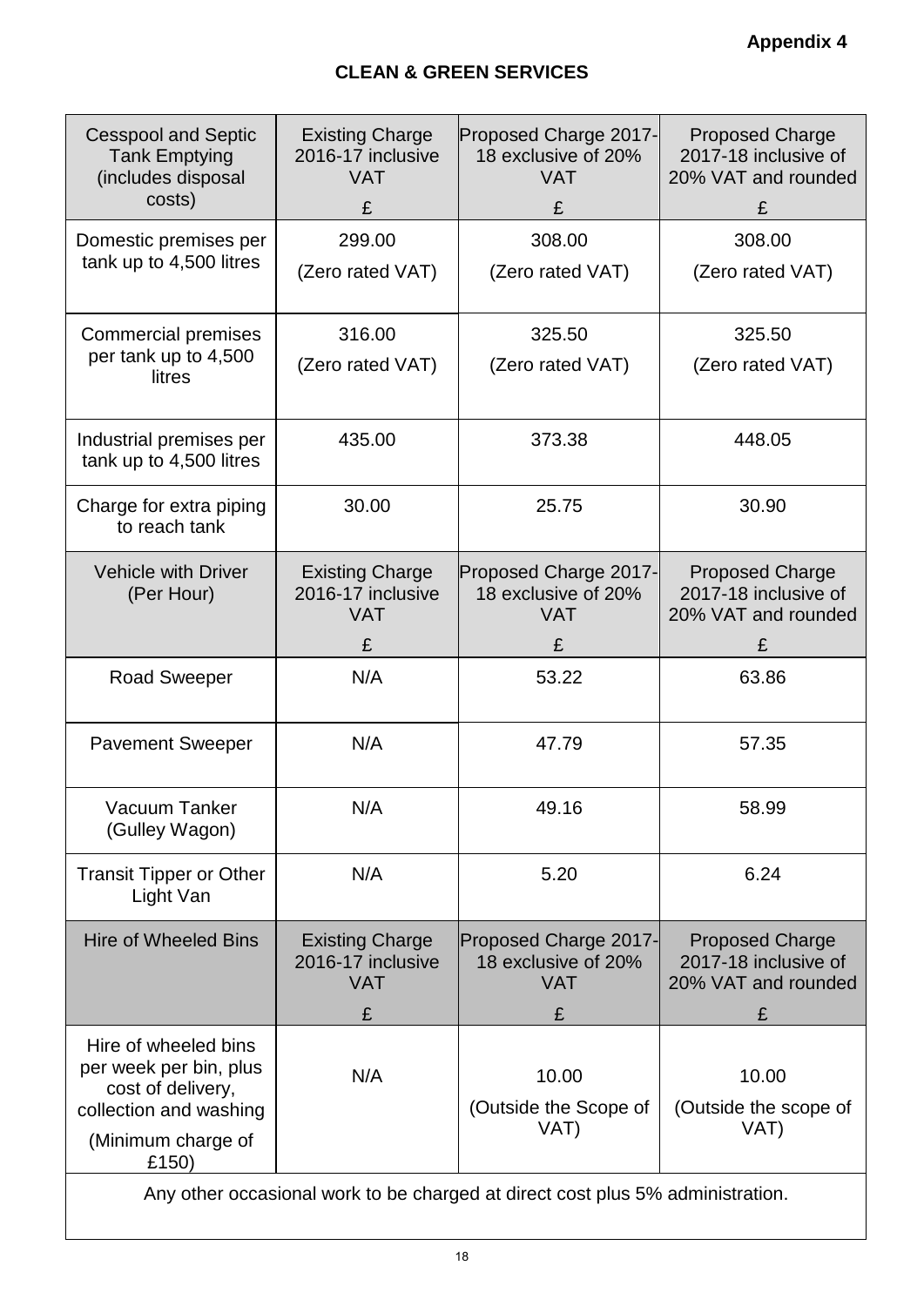**Appendix 4**

## CLEAN & GREEN SERVICES

| Cesspool and Septic Tank Emptying (includes disposal costs) | Existing Charge 2016-17 inclusive VAT £ | Proposed Charge 2017-18 exclusive of 20% VAT £ | Proposed Charge 2017-18 inclusive of 20% VAT and rounded £ |
|---|---|---|---|
| Domestic premises per tank up to 4,500 litres | 299.00 (Zero rated VAT) | 308.00 (Zero rated VAT) | 308.00 (Zero rated VAT) |
| Commercial premises per tank up to 4,500 litres | 316.00 (Zero rated VAT) | 325.50 (Zero rated VAT) | 325.50 (Zero rated VAT) |
| Industrial premises per tank up to 4,500 litres | 435.00 | 373.38 | 448.05 |
| Charge for extra piping to reach tank | 30.00 | 25.75 | 30.90 |
| **Vehicle with Driver (Per Hour)** | **Existing Charge 2016-17 inclusive VAT £** | **Proposed Charge 2017-18 exclusive of 20% VAT £** | **Proposed Charge 2017-18 inclusive of 20% VAT and rounded £** |
| Road Sweeper | N/A | 53.22 | 63.86 |
| Pavement Sweeper | N/A | 47.79 | 57.35 |
| Vacuum Tanker (Gulley Wagon) | N/A | 49.16 | 58.99 |
| Transit Tipper or Other Light Van | N/A | 5.20 | 6.24 |
| **Hire of Wheeled Bins** | **Existing Charge 2016-17 inclusive VAT £** | **Proposed Charge 2017-18 exclusive of 20% VAT £** | **Proposed Charge 2017-18 inclusive of 20% VAT and rounded £** |
| Hire of wheeled bins per week per bin, plus cost of delivery, collection and washing (Minimum charge of £150) | N/A | 10.00 (Outside the Scope of VAT) | 10.00 (Outside the scope of VAT) |
| Any other occasional work to be charged at direct cost plus 5% administration. | | | |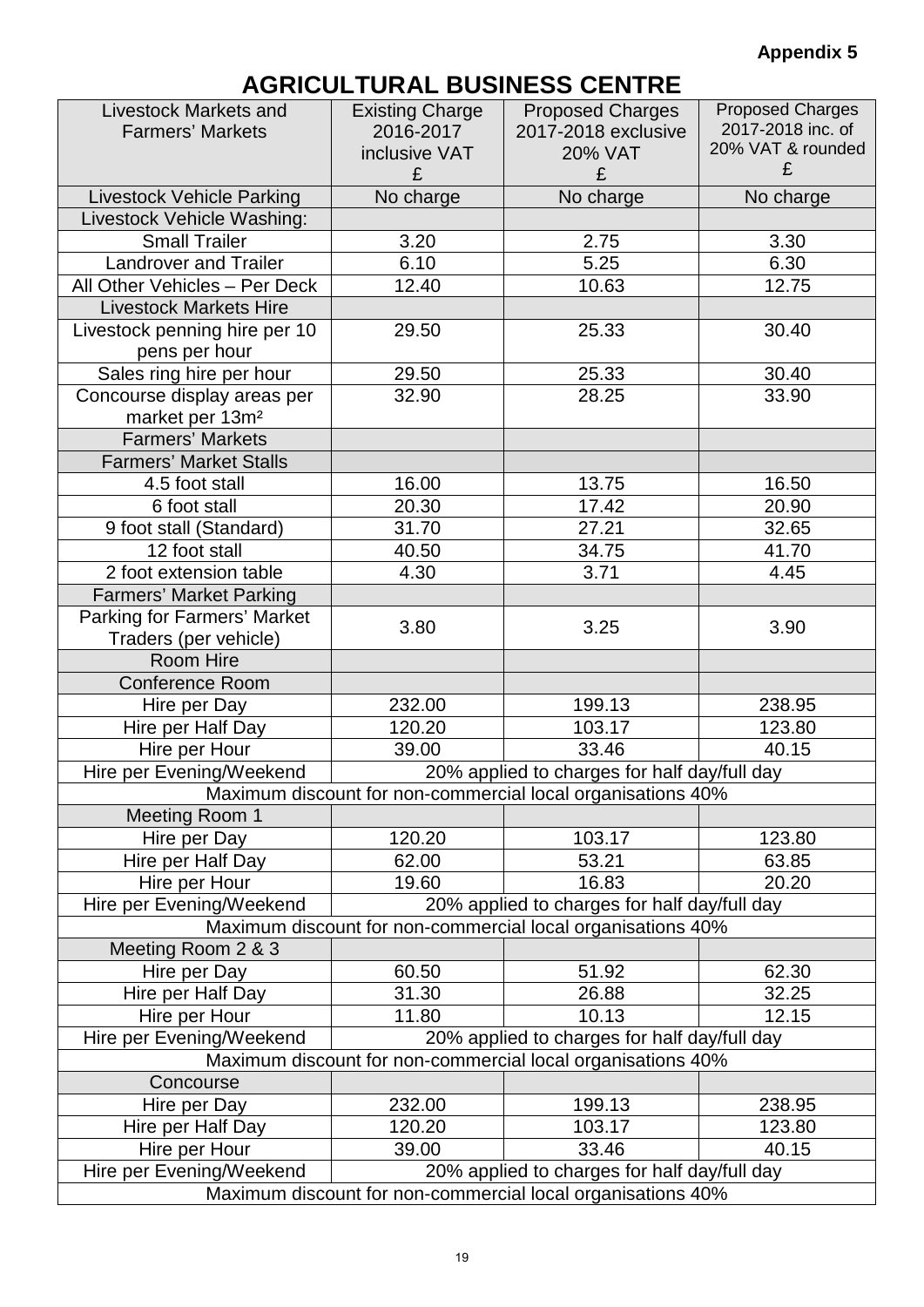**Appendix 5**

# AGRICULTURAL BUSINESS CENTRE

| Livestock Markets and Farmers' Markets | Existing Charge 2016-2017 inclusive VAT £ | Proposed Charges 2017-2018 exclusive 20% VAT £ | Proposed Charges 2017-2018 inc. of 20% VAT & rounded £ |
|---|---|---|---|
| Livestock Vehicle Parking | No charge | No charge | No charge |
| Livestock Vehicle Washing: | | | |
| Small Trailer | 3.20 | 2.75 | 3.30 |
| Landrover and Trailer | 6.10 | 5.25 | 6.30 |
| All Other Vehicles – Per Deck | 12.40 | 10.63 | 12.75 |
| Livestock Markets Hire | | | |
| Livestock penning hire per 10 pens per hour | 29.50 | 25.33 | 30.40 |
| Sales ring hire per hour | 29.50 | 25.33 | 30.40 |
| Concourse display areas per market per 13m² | 32.90 | 28.25 | 33.90 |
| Farmers' Markets | | | |
| Farmers' Market Stalls | | | |
| 4.5 foot stall | 16.00 | 13.75 | 16.50 |
| 6 foot stall | 20.30 | 17.42 | 20.90 |
| 9 foot stall (Standard) | 31.70 | 27.21 | 32.65 |
| 12 foot stall | 40.50 | 34.75 | 41.70 |
| 2 foot extension table | 4.30 | 3.71 | 4.45 |
| Farmers' Market Parking | | | |
| Parking for Farmers' Market Traders (per vehicle) | 3.80 | 3.25 | 3.90 |
| Room Hire | | | |
| Conference Room | | | |
| Hire per Day | 232.00 | 199.13 | 238.95 |
| Hire per Half Day | 120.20 | 103.17 | 123.80 |
| Hire per Hour | 39.00 | 33.46 | 40.15 |
| Hire per Evening/Weekend | 20% applied to charges for half day/full day | | |
| Maximum discount for non-commercial local organisations 40% | | | |
| Meeting Room 1 | | | |
| Hire per Day | 120.20 | 103.17 | 123.80 |
| Hire per Half Day | 62.00 | 53.21 | 63.85 |
| Hire per Hour | 19.60 | 16.83 | 20.20 |
| Hire per Evening/Weekend | 20% applied to charges for half day/full day | | |
| Maximum discount for non-commercial local organisations 40% | | | |
| Meeting Room 2 & 3 | | | |
| Hire per Day | 60.50 | 51.92 | 62.30 |
| Hire per Half Day | 31.30 | 26.88 | 32.25 |
| Hire per Hour | 11.80 | 10.13 | 12.15 |
| Hire per Evening/Weekend | 20% applied to charges for half day/full day | | |
| Maximum discount for non-commercial local organisations 40% | | | |
| Concourse | | | |
| Hire per Day | 232.00 | 199.13 | 238.95 |
| Hire per Half Day | 120.20 | 103.17 | 123.80 |
| Hire per Hour | 39.00 | 33.46 | 40.15 |
| Hire per Evening/Weekend | 20% applied to charges for half day/full day | | |
| Maximum discount for non-commercial local organisations 40% | | | |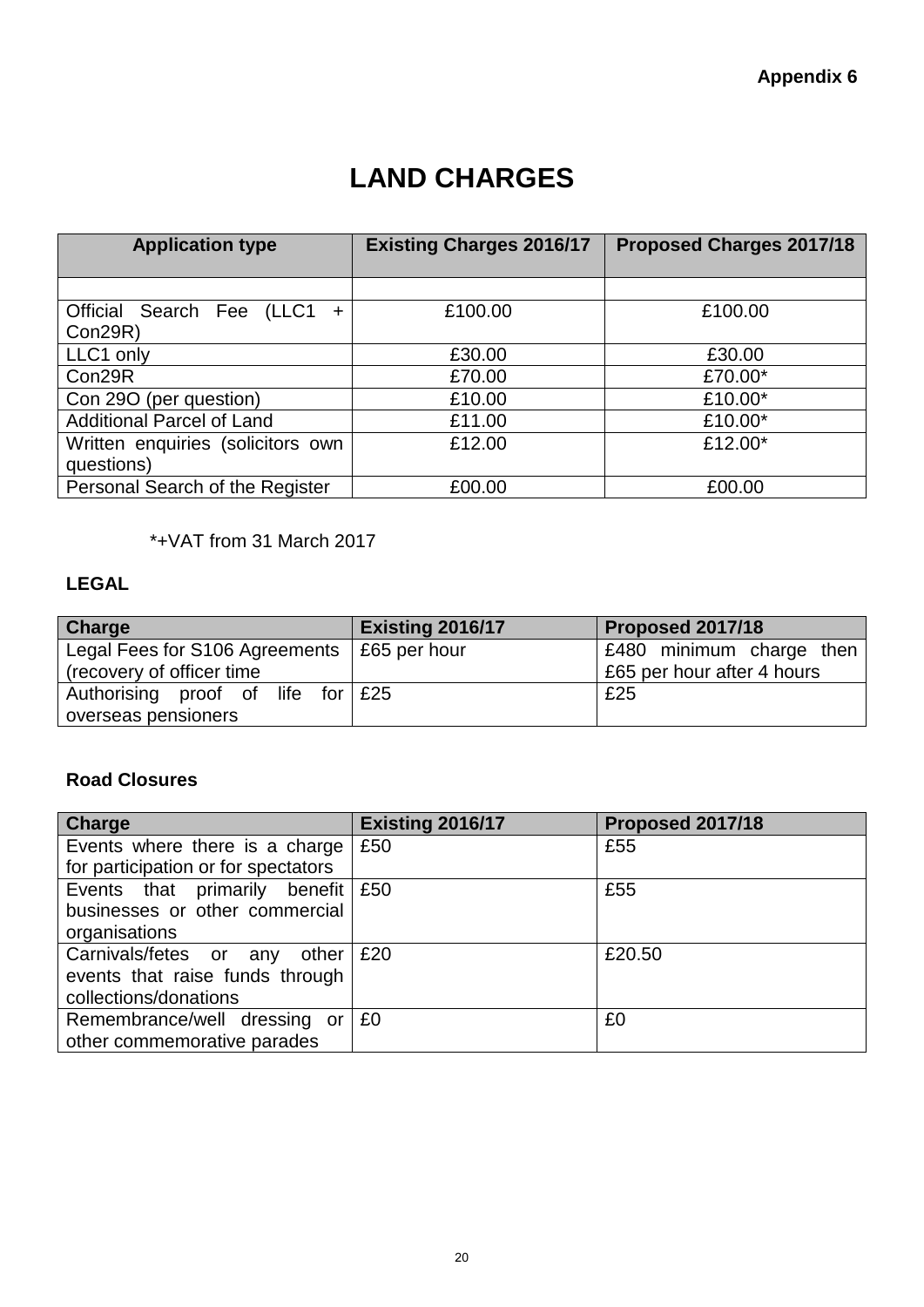**Appendix 6**

# LAND CHARGES

| Application type | Existing Charges 2016/17 | Proposed Charges 2017/18 |
|---|---|---|
| | | |
| Official Search Fee (LLC1 + Con29R) | £100.00 | £100.00 |
| LLC1 only | £30.00 | £30.00 |
| Con29R | £70.00 | £70.00* |
| Con 29O (per question) | £10.00 | £10.00* |
| Additional Parcel of Land | £11.00 | £10.00* |
| Written enquiries (solicitors own questions) | £12.00 | £12.00* |
| Personal Search of the Register | £00.00 | £00.00 |

*+VAT from 31 March 2017

**LEGAL**

| Charge | Existing 2016/17 | Proposed 2017/18 |
|---|---|---|
| Legal Fees for S106 Agreements (recovery of officer time | £65 per hour | £480 minimum charge then £65 per hour after 4 hours |
| Authorising proof of life for overseas pensioners | £25 | £25 |

**Road Closures**

| Charge | Existing 2016/17 | Proposed 2017/18 |
|---|---|---|
| Events where there is a charge for participation or for spectators | £50 | £55 |
| Events that primarily benefit businesses or other commercial organisations | £50 | £55 |
| Carnivals/fetes or any other events that raise funds through collections/donations | £20 | £20.50 |
| Remembrance/well dressing or other commemorative parades | £0 | £0 |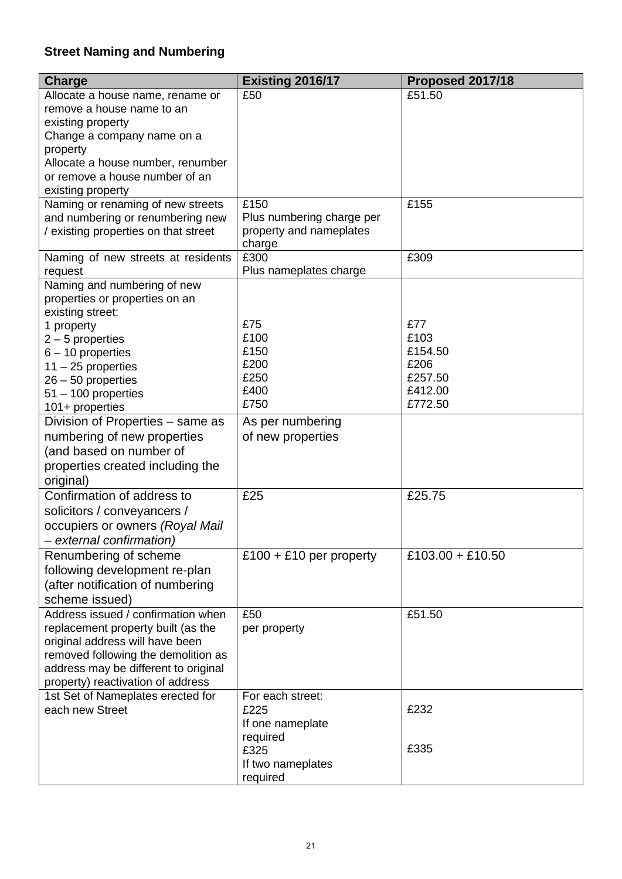**Street Naming and Numbering**

| Charge | Existing 2016/17 | Proposed 2017/18 |
|---|---|---|
| Allocate a house name, rename or remove a house name to an existing property<br>Change a company name on a property<br>Allocate a house number, renumber or remove a house number of an existing property | £50 | £51.50 |
| Naming or renaming of new streets and numbering or renumbering new / existing properties on that street | £150<br>Plus numbering charge per property and nameplates charge | £155 |
| Naming of new streets at residents request | £300<br>Plus nameplates charge | £309 |
| Naming and numbering of new properties or properties on an existing street:<br>1 property<br>2 – 5 properties<br>6 – 10 properties<br>11 – 25 properties<br>26 – 50 properties<br>51 – 100 properties<br>101+ properties | <br><br>£75<br>£100<br>£150<br>£200<br>£250<br>£400<br>£750 | <br><br>£77<br>£103<br>£154.50<br>£206<br>£257.50<br>£412.00<br>£772.50 |
| Division of Properties – same as numbering of new properties (and based on number of properties created including the original) | As per numbering of new properties | |
| Confirmation of address to solicitors / conveyancers / occupiers or owners *(Royal Mail – external confirmation)* | £25 | £25.75 |
| Renumbering of scheme following development re-plan (after notification of numbering scheme issued) | £100 + £10 per property | £103.00 + £10.50 |
| Address issued / confirmation when replacement property built (as the original address will have been removed following the demolition as address may be different to original property) reactivation of address | £50<br>per property | £51.50 |
| 1st Set of Nameplates erected for each new Street | For each street:<br>£225<br>If one nameplate required<br>£325<br>If two nameplates required | <br>£232<br><br><br>£335 |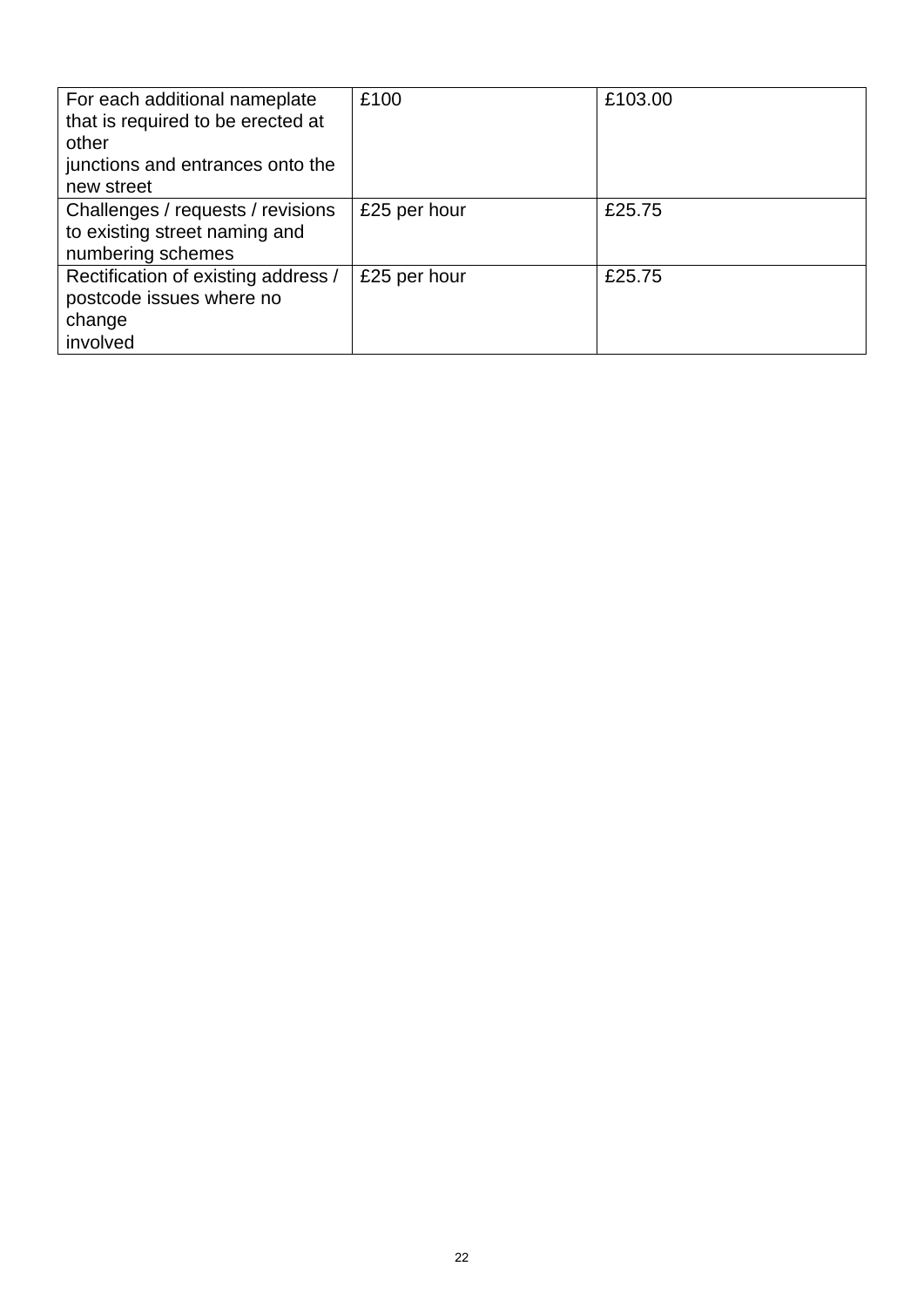| For each additional nameplate that is required to be erected at other junctions and entrances onto the new street | £100 | £103.00 |
|---|---|---|
| Challenges / requests / revisions to existing street naming and numbering schemes | £25 per hour | £25.75 |
| Rectification of existing address / postcode issues where no change involved | £25 per hour | £25.75 |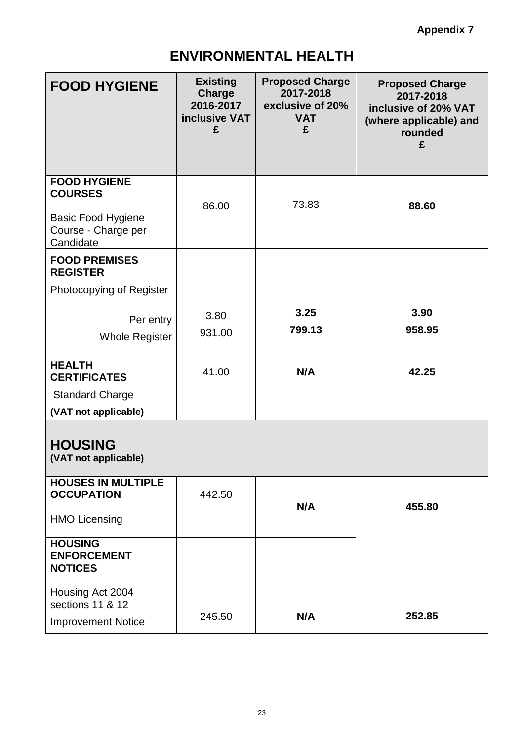**Appendix 7**

# ENVIRONMENTAL HEALTH

| FOOD HYGIENE | Existing Charge 2016-2017 inclusive VAT £ | Proposed Charge 2017-2018 exclusive of 20% VAT £ | Proposed Charge 2017-2018 inclusive of 20% VAT (where applicable) and rounded £ |
|---|---|---|---|
| **FOOD HYGIENE COURSES**<br>Basic Food Hygiene Course - Charge per Candidate | 86.00 | 73.83 | **88.60** |
| **FOOD PREMISES REGISTER**<br>Photocopying of Register | | | |
| Per entry | 3.80 | **3.25** | **3.90** |
| Whole Register | 931.00 | **799.13** | **958.95** |
| **HEALTH CERTIFICATES**<br>Standard Charge<br>**(VAT not applicable)** | 41.00 | **N/A** | **42.25** |
| **HOUSING**<br>**(VAT not applicable)** | | | |
| **HOUSES IN MULTIPLE OCCUPATION**<br>HMO Licensing | 442.50 | **N/A** | **455.80** |
| **HOUSING ENFORCEMENT NOTICES**<br>Housing Act 2004 sections 11 & 12<br>Improvement Notice | 245.50 | **N/A** | **252.85** |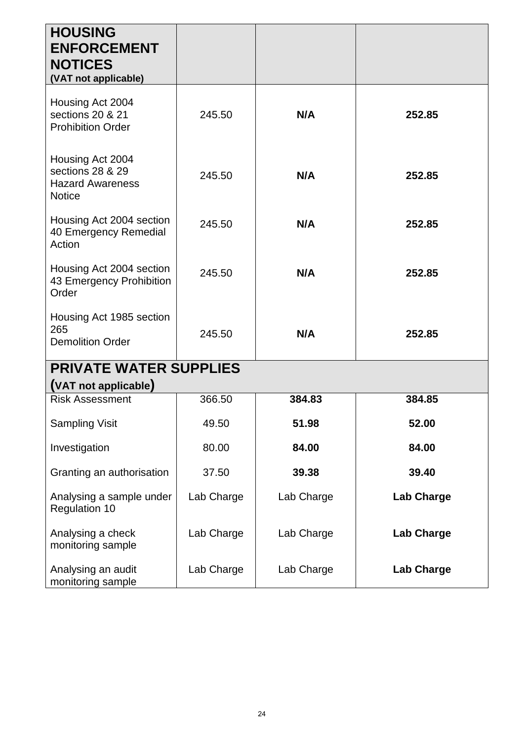| **HOUSING ENFORCEMENT NOTICES** **(VAT not applicable)** | | | |
|---|---|---|---|
| Housing Act 2004 sections 20 & 21 Prohibition Order | 245.50 | **N/A** | **252.85** |
| Housing Act 2004 sections 28 & 29 Hazard Awareness Notice | 245.50 | **N/A** | **252.85** |
| Housing Act 2004 section 40 Emergency Remedial Action | 245.50 | **N/A** | **252.85** |
| Housing Act 2004 section 43 Emergency Prohibition Order | 245.50 | **N/A** | **252.85** |
| Housing Act 1985 section 265 Demolition Order | 245.50 | **N/A** | **252.85** |
| **PRIVATE WATER SUPPLIES** **(VAT not applicable)** | | | |
| Risk Assessment | 366.50 | **384.83** | **384.85** |
| Sampling Visit | 49.50 | **51.98** | **52.00** |
| Investigation | 80.00 | **84.00** | **84.00** |
| Granting an authorisation | 37.50 | **39.38** | **39.40** |
| Analysing a sample under Regulation 10 | Lab Charge | Lab Charge | **Lab Charge** |
| Analysing a check monitoring sample | Lab Charge | Lab Charge | **Lab Charge** |
| Analysing an audit monitoring sample | Lab Charge | Lab Charge | **Lab Charge** |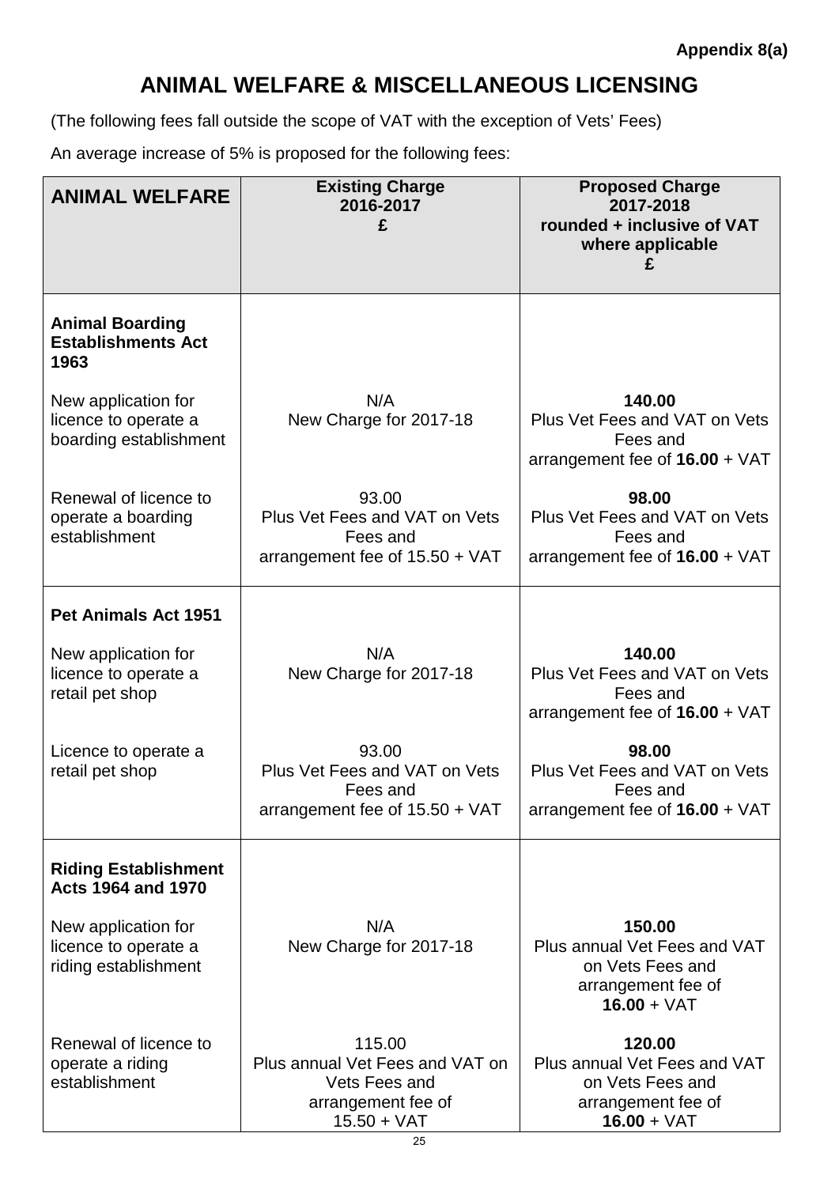**Appendix 8(a)**

# ANIMAL WELFARE & MISCELLANEOUS LICENSING

(The following fees fall outside the scope of VAT with the exception of Vets' Fees)

An average increase of 5% is proposed for the following fees:

| ANIMAL WELFARE | Existing Charge 2016-2017 £ | Proposed Charge 2017-2018 rounded + inclusive of VAT where applicable £ |
|---|---|---|
| **Animal Boarding Establishments Act 1963** | | |
| New application for licence to operate a boarding establishment | N/A New Charge for 2017-18 | **140.00** Plus Vet Fees and VAT on Vets Fees and arrangement fee of **16.00** + VAT |
| Renewal of licence to operate a boarding establishment | 93.00 Plus Vet Fees and VAT on Vets Fees and arrangement fee of 15.50 + VAT | **98.00** Plus Vet Fees and VAT on Vets Fees and arrangement fee of **16.00** + VAT |
| **Pet Animals Act 1951** | | |
| New application for licence to operate a retail pet shop | N/A New Charge for 2017-18 | **140.00** Plus Vet Fees and VAT on Vets Fees and arrangement fee of **16.00** + VAT |
| Licence to operate a retail pet shop | 93.00 Plus Vet Fees and VAT on Vets Fees and arrangement fee of 15.50 + VAT | **98.00** Plus Vet Fees and VAT on Vets Fees and arrangement fee of **16.00** + VAT |
| **Riding Establishment Acts 1964 and 1970** | | |
| New application for licence to operate a riding establishment | N/A New Charge for 2017-18 | **150.00** Plus annual Vet Fees and VAT on Vets Fees and arrangement fee of **16.00** + VAT |
| Renewal of licence to operate a riding establishment | 115.00 Plus annual Vet Fees and VAT on Vets Fees and arrangement fee of 15.50 + VAT | **120.00** Plus annual Vet Fees and VAT on Vets Fees and arrangement fee of **16.00** + VAT |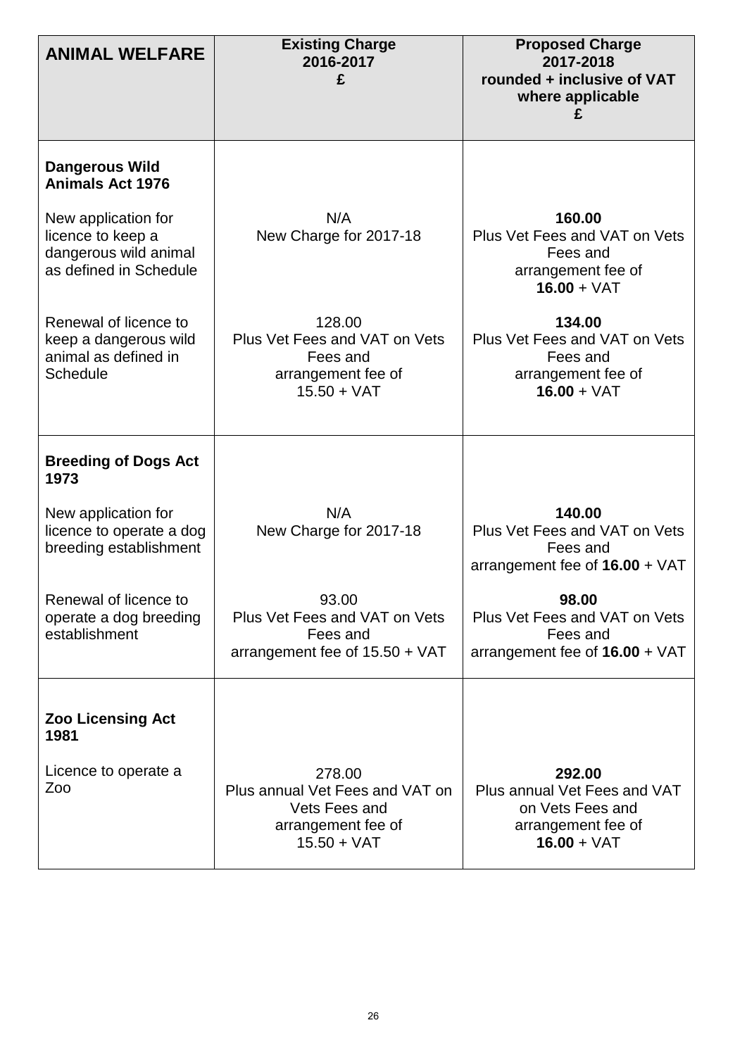| ANIMAL WELFARE | Existing Charge 2016-2017 £ | Proposed Charge 2017-2018 rounded + inclusive of VAT where applicable £ |
| --- | --- | --- |
| **Dangerous Wild Animals Act 1976** | | |
| New application for licence to keep a dangerous wild animal as defined in Schedule | N/A New Charge for 2017-18 | **160.00** Plus Vet Fees and VAT on Vets Fees and arrangement fee of **16.00** + VAT |
| Renewal of licence to keep a dangerous wild animal as defined in Schedule | 128.00 Plus Vet Fees and VAT on Vets Fees and arrangement fee of 15.50 + VAT | **134.00** Plus Vet Fees and VAT on Vets Fees and arrangement fee of **16.00** + VAT |
| **Breeding of Dogs Act 1973** | | |
| New application for licence to operate a dog breeding establishment | N/A New Charge for 2017-18 | **140.00** Plus Vet Fees and VAT on Vets Fees and arrangement fee of **16.00** + VAT |
| Renewal of licence to operate a dog breeding establishment | 93.00 Plus Vet Fees and VAT on Vets Fees and arrangement fee of 15.50 + VAT | **98.00** Plus Vet Fees and VAT on Vets Fees and arrangement fee of **16.00** + VAT |
| **Zoo Licensing Act 1981** | | |
| Licence to operate a Zoo | 278.00 Plus annual Vet Fees and VAT on Vets Fees and arrangement fee of 15.50 + VAT | **292.00** Plus annual Vet Fees and VAT on Vets Fees and arrangement fee of **16.00** + VAT |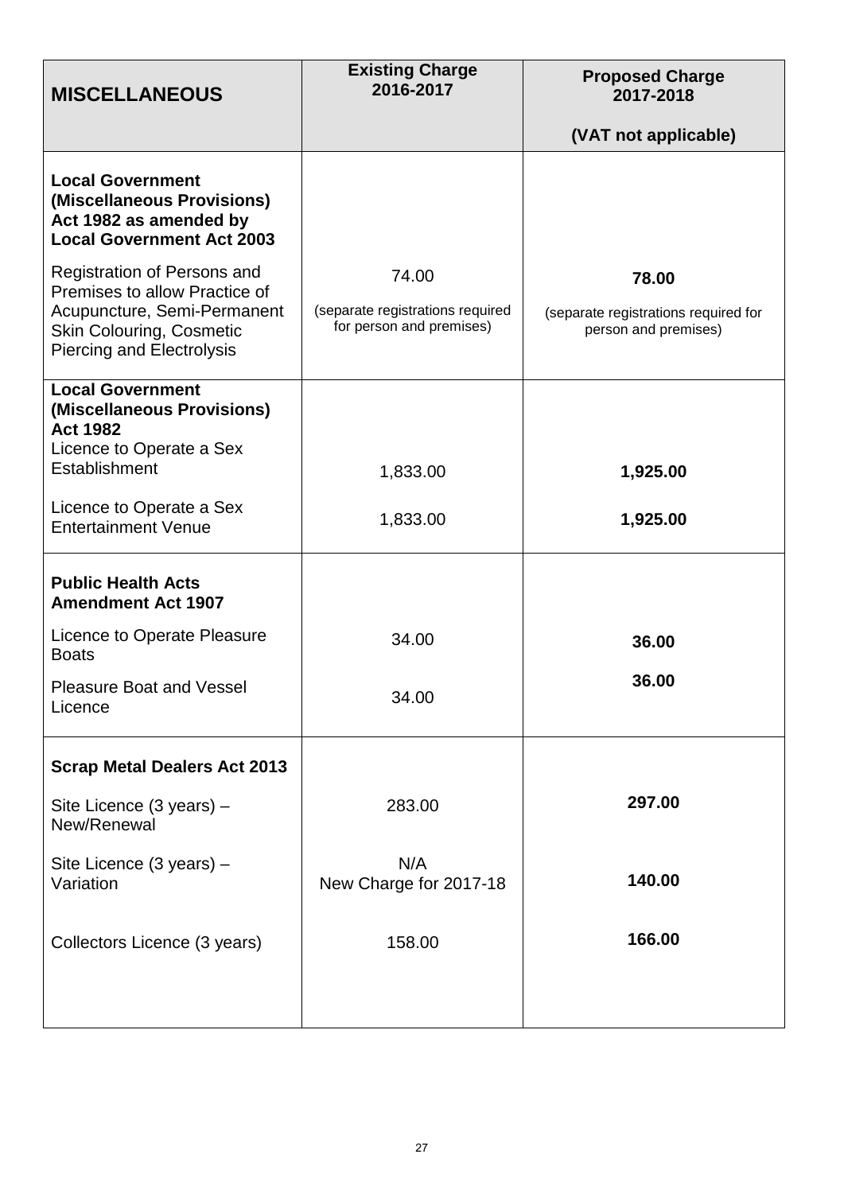| **MISCELLANEOUS** | **Existing Charge 2016-2017** | **Proposed Charge 2017-2018**<br><br>**(VAT not applicable)** |
|---|---|---|
| **Local Government (Miscellaneous Provisions) Act 1982 as amended by Local Government Act 2003** | | |
| Registration of Persons and Premises to allow Practice of Acupuncture, Semi-Permanent Skin Colouring, Cosmetic Piercing and Electrolysis | 74.00<br>(separate registrations required for person and premises) | **78.00**<br>(separate registrations required for person and premises) |
| **Local Government (Miscellaneous Provisions) Act 1982** | | |
| Licence to Operate a Sex Establishment | 1,833.00 | **1,925.00** |
| Licence to Operate a Sex Entertainment Venue | 1,833.00 | **1,925.00** |
| **Public Health Acts Amendment Act 1907** | | |
| Licence to Operate Pleasure Boats | 34.00 | **36.00** |
| Pleasure Boat and Vessel Licence | 34.00 | **36.00** |
| **Scrap Metal Dealers Act 2013** | | |
| Site Licence (3 years) – New/Renewal | 283.00 | **297.00** |
| Site Licence (3 years) – Variation | N/A<br>New Charge for 2017-18 | **140.00** |
| Collectors Licence (3 years) | 158.00 | **166.00** |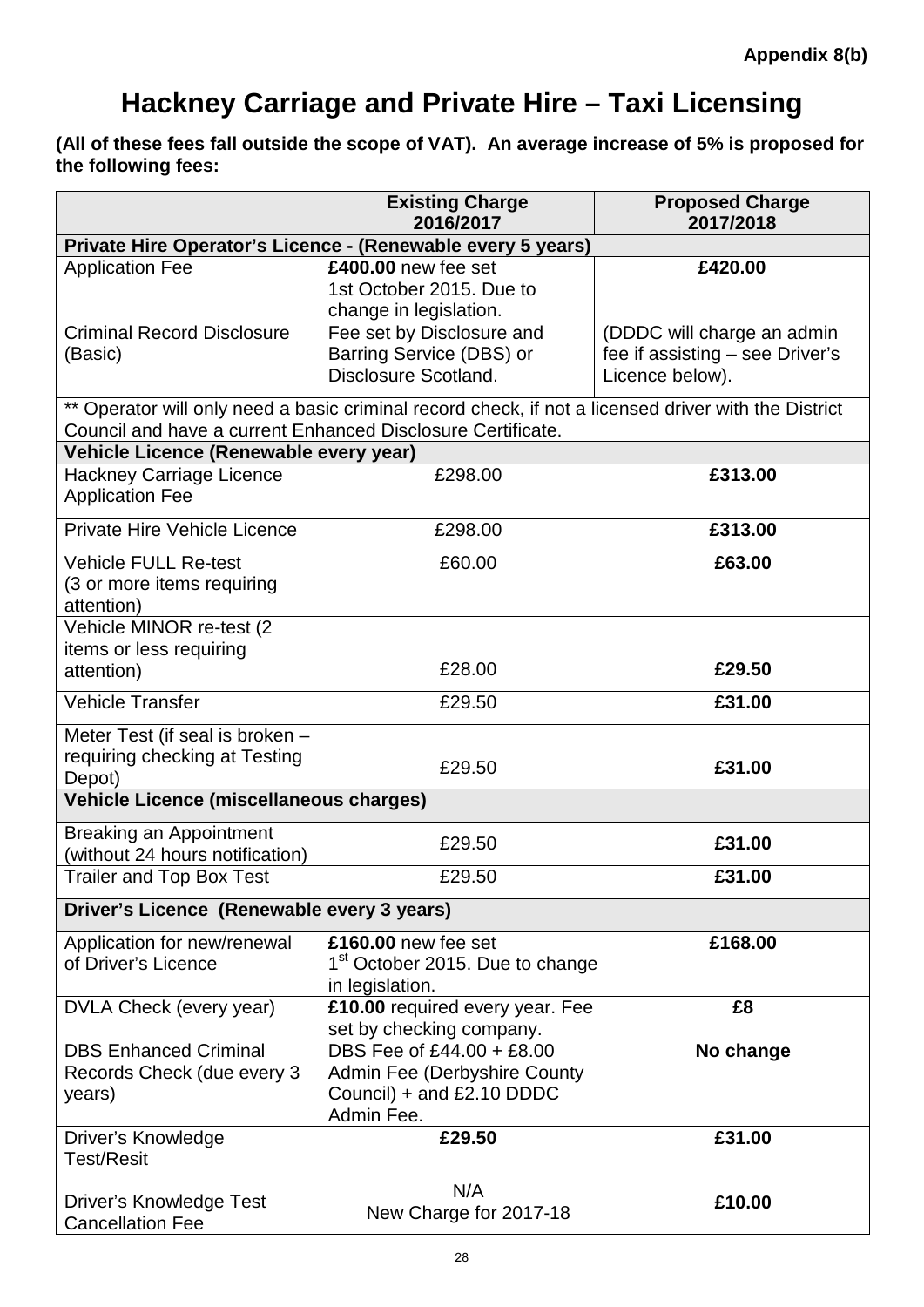**Appendix 8(b)**

# Hackney Carriage and Private Hire – Taxi Licensing

**(All of these fees fall outside the scope of VAT). An average increase of 5% is proposed for the following fees:**

| | Existing Charge 2016/2017 | Proposed Charge 2017/2018 |
|---|---|---|
| **Private Hire Operator's Licence - (Renewable every 5 years)** | | |
| Application Fee | **£400.00** new fee set 1st October 2015. Due to change in legislation. | **£420.00** |
| Criminal Record Disclosure (Basic) | Fee set by Disclosure and Barring Service (DBS) or Disclosure Scotland. | (DDDC will charge an admin fee if assisting – see Driver's Licence below). |
| ** Operator will only need a basic criminal record check, if not a licensed driver with the District Council and have a current Enhanced Disclosure Certificate. | | |
| **Vehicle Licence (Renewable every year)** | | |
| Hackney Carriage Licence Application Fee | £298.00 | **£313.00** |
| Private Hire Vehicle Licence | £298.00 | **£313.00** |
| Vehicle FULL Re-test (3 or more items requiring attention) | £60.00 | **£63.00** |
| Vehicle MINOR re-test (2 items or less requiring attention) | £28.00 | **£29.50** |
| Vehicle Transfer | £29.50 | **£31.00** |
| Meter Test (if seal is broken – requiring checking at Testing Depot) | £29.50 | **£31.00** |
| **Vehicle Licence (miscellaneous charges)** | | |
| Breaking an Appointment (without 24 hours notification) | £29.50 | **£31.00** |
| Trailer and Top Box Test | £29.50 | **£31.00** |
| **Driver's Licence (Renewable every 3 years)** | | |
| Application for new/renewal of Driver's Licence | **£160.00** new fee set 1st October 2015. Due to change in legislation. | **£168.00** |
| DVLA Check (every year) | **£10.00** required every year. Fee set by checking company. | **£8** |
| DBS Enhanced Criminal Records Check (due every 3 years) | DBS Fee of £44.00 + £8.00 Admin Fee (Derbyshire County Council) + and £2.10 DDDC Admin Fee. | **No change** |
| Driver's Knowledge Test/Resit | **£29.50** | **£31.00** |
| Driver's Knowledge Test Cancellation Fee | N/A New Charge for 2017-18 | **£10.00** |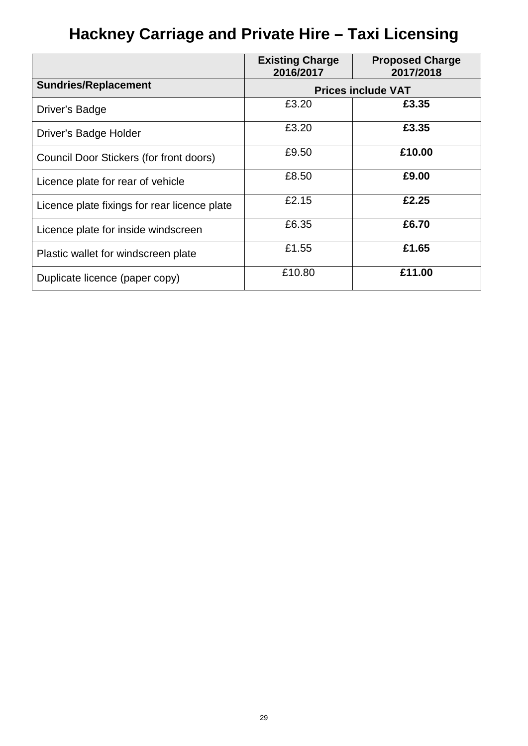# Hackney Carriage and Private Hire – Taxi Licensing

| | **Existing Charge 2016/2017** | **Proposed Charge 2017/2018** |
|---|---|---|
| **Sundries/Replacement** | **Prices include VAT** | |
| Driver’s Badge | £3.20 | **£3.35** |
| Driver’s Badge Holder | £3.20 | **£3.35** |
| Council Door Stickers (for front doors) | £9.50 | **£10.00** |
| Licence plate for rear of vehicle | £8.50 | **£9.00** |
| Licence plate fixings for rear licence plate | £2.15 | **£2.25** |
| Licence plate for inside windscreen | £6.35 | **£6.70** |
| Plastic wallet for windscreen plate | £1.55 | **£1.65** |
| Duplicate licence (paper copy) | £10.80 | **£11.00** |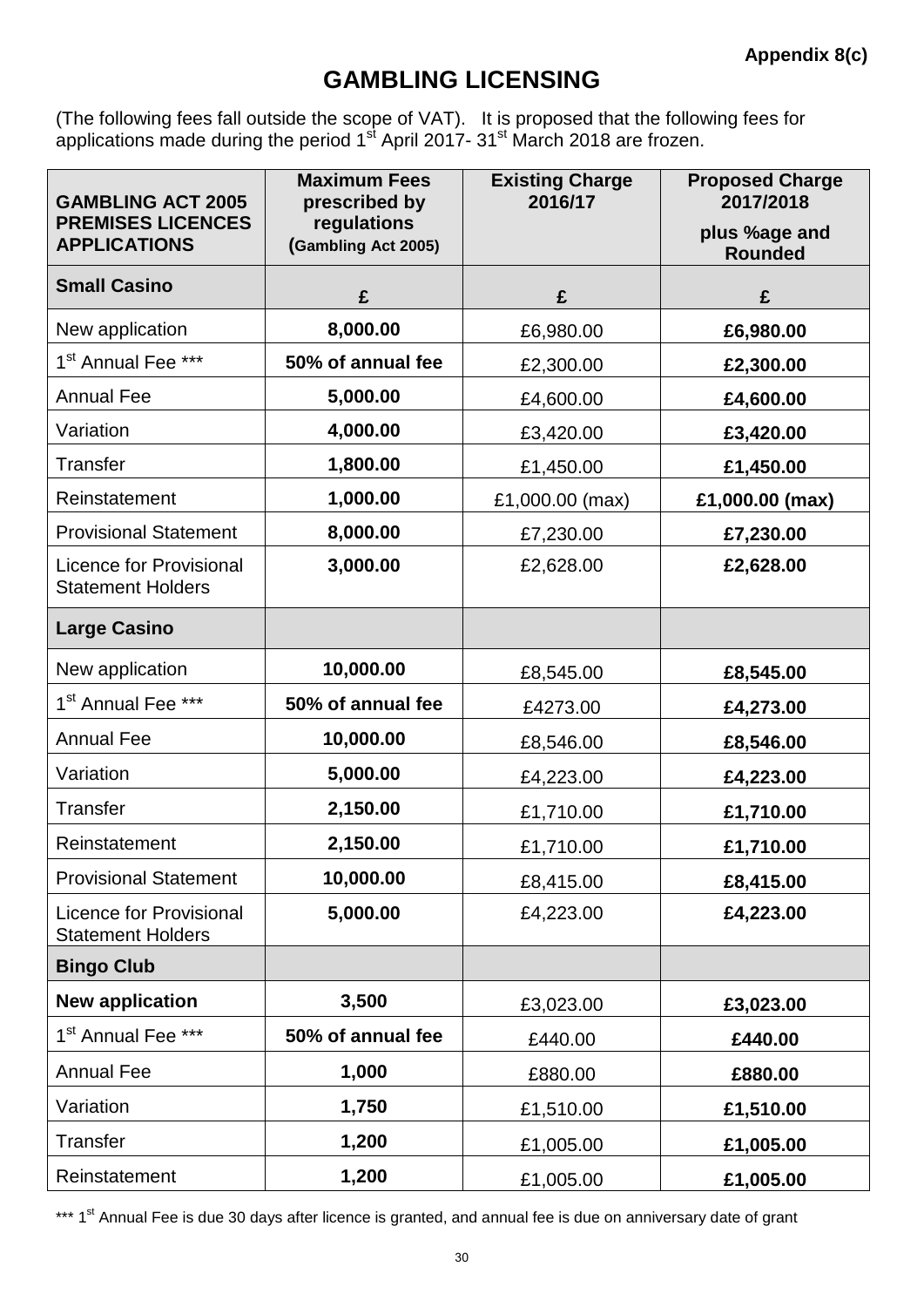**Appendix 8(c)**

# GAMBLING LICENSING

(The following fees fall outside the scope of VAT). It is proposed that the following fees for applications made during the period 1st April 2017- 31st March 2018 are frozen.

| GAMBLING ACT 2005 PREMISES LICENCES APPLICATIONS | Maximum Fees prescribed by regulations (Gambling Act 2005) | Existing Charge 2016/17 | Proposed Charge 2017/2018 plus %age and Rounded |
|---|---|---|---|
| **Small Casino** | **£** | **£** | **£** |
| New application | **8,000.00** | £6,980.00 | **£6,980.00** |
| 1st Annual Fee *** | **50% of annual fee** | £2,300.00 | **£2,300.00** |
| Annual Fee | **5,000.00** | £4,600.00 | **£4,600.00** |
| Variation | **4,000.00** | £3,420.00 | **£3,420.00** |
| Transfer | **1,800.00** | £1,450.00 | **£1,450.00** |
| Reinstatement | **1,000.00** | £1,000.00 (max) | **£1,000.00 (max)** |
| Provisional Statement | **8,000.00** | £7,230.00 | **£7,230.00** |
| Licence for Provisional Statement Holders | **3,000.00** | £2,628.00 | **£2,628.00** |
| **Large Casino** | | | |
| New application | **10,000.00** | £8,545.00 | **£8,545.00** |
| 1st Annual Fee *** | **50% of annual fee** | £4273.00 | **£4,273.00** |
| Annual Fee | **10,000.00** | £8,546.00 | **£8,546.00** |
| Variation | **5,000.00** | £4,223.00 | **£4,223.00** |
| Transfer | **2,150.00** | £1,710.00 | **£1,710.00** |
| Reinstatement | **2,150.00** | £1,710.00 | **£1,710.00** |
| Provisional Statement | **10,000.00** | £8,415.00 | **£8,415.00** |
| Licence for Provisional Statement Holders | **5,000.00** | £4,223.00 | **£4,223.00** |
| **Bingo Club** | | | |
| **New application** | **3,500** | £3,023.00 | **£3,023.00** |
| 1st Annual Fee *** | **50% of annual fee** | £440.00 | **£440.00** |
| Annual Fee | **1,000** | £880.00 | **£880.00** |
| Variation | **1,750** | £1,510.00 | **£1,510.00** |
| Transfer | **1,200** | £1,005.00 | **£1,005.00** |
| Reinstatement | **1,200** | £1,005.00 | **£1,005.00** |

*** 1st Annual Fee is due 30 days after licence is granted, and annual fee is due on anniversary date of grant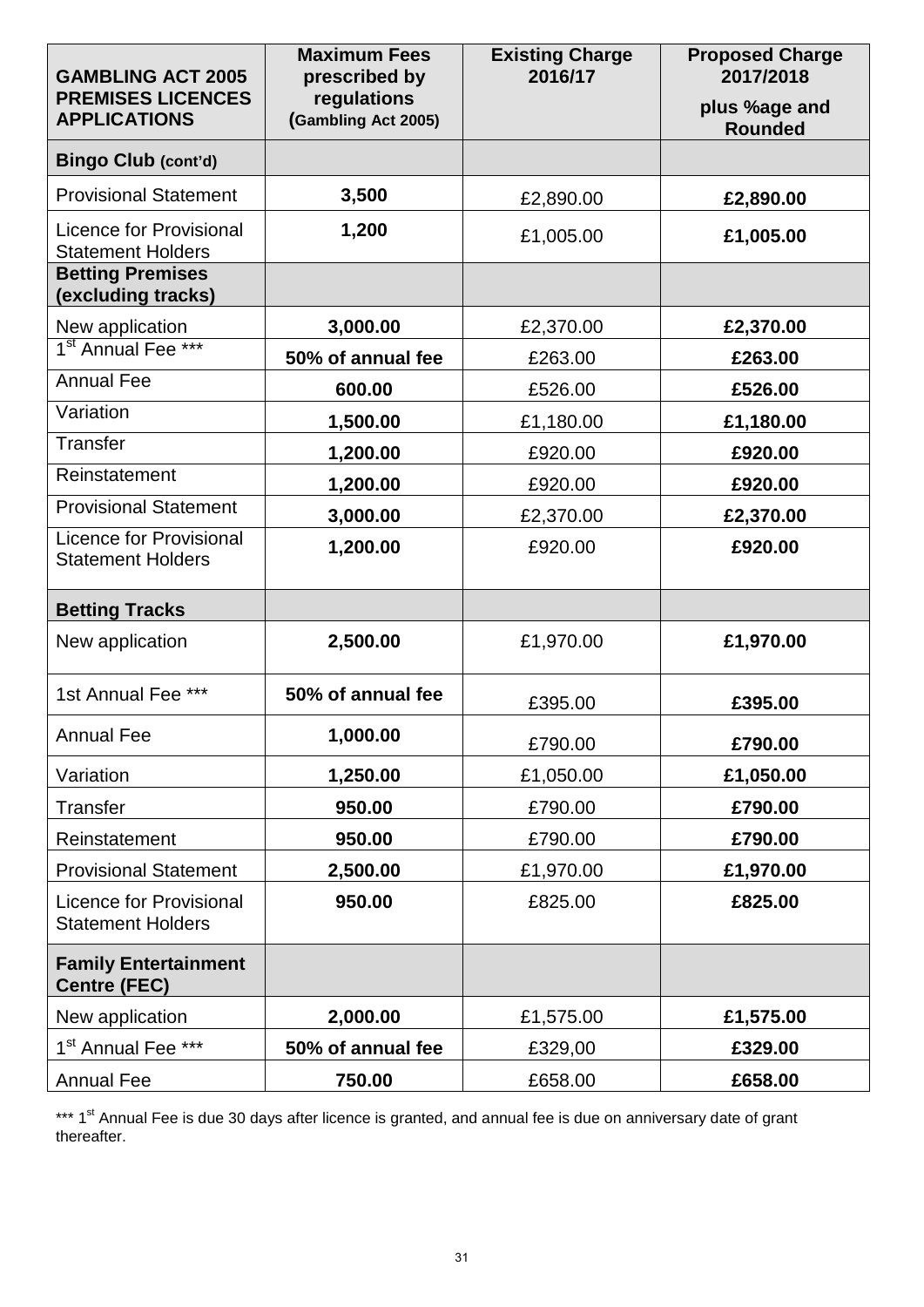| GAMBLING ACT 2005 PREMISES LICENCES APPLICATIONS | Maximum Fees prescribed by regulations (Gambling Act 2005) | Existing Charge 2016/17 | Proposed Charge 2017/2018 plus %age and Rounded |
|---|---|---|---|
| **Bingo Club (cont'd)** | | | |
| Provisional Statement | **3,500** | £2,890.00 | **£2,890.00** |
| Licence for Provisional Statement Holders | **1,200** | £1,005.00 | **£1,005.00** |
| **Betting Premises (excluding tracks)** | | | |
| New application | **3,000.00** | £2,370.00 | **£2,370.00** |
| 1st Annual Fee *** | **50% of annual fee** | £263.00 | **£263.00** |
| Annual Fee | **600.00** | £526.00 | **£526.00** |
| Variation | **1,500.00** | £1,180.00 | **£1,180.00** |
| Transfer | **1,200.00** | £920.00 | **£920.00** |
| Reinstatement | **1,200.00** | £920.00 | **£920.00** |
| Provisional Statement | **3,000.00** | £2,370.00 | **£2,370.00** |
| Licence for Provisional Statement Holders | **1,200.00** | £920.00 | **£920.00** |
| **Betting Tracks** | | | |
| New application | **2,500.00** | £1,970.00 | **£1,970.00** |
| 1st Annual Fee *** | **50% of annual fee** | £395.00 | **£395.00** |
| Annual Fee | **1,000.00** | £790.00 | **£790.00** |
| Variation | **1,250.00** | £1,050.00 | **£1,050.00** |
| Transfer | **950.00** | £790.00 | **£790.00** |
| Reinstatement | **950.00** | £790.00 | **£790.00** |
| Provisional Statement | **2,500.00** | £1,970.00 | **£1,970.00** |
| Licence for Provisional Statement Holders | **950.00** | £825.00 | **£825.00** |
| **Family Entertainment Centre (FEC)** | | | |
| New application | **2,000.00** | £1,575.00 | **£1,575.00** |
| 1st Annual Fee *** | **50% of annual fee** | £329,00 | **£329.00** |
| Annual Fee | **750.00** | £658.00 | **£658.00** |

*** 1st Annual Fee is due 30 days after licence is granted, and annual fee is due on anniversary date of grant thereafter.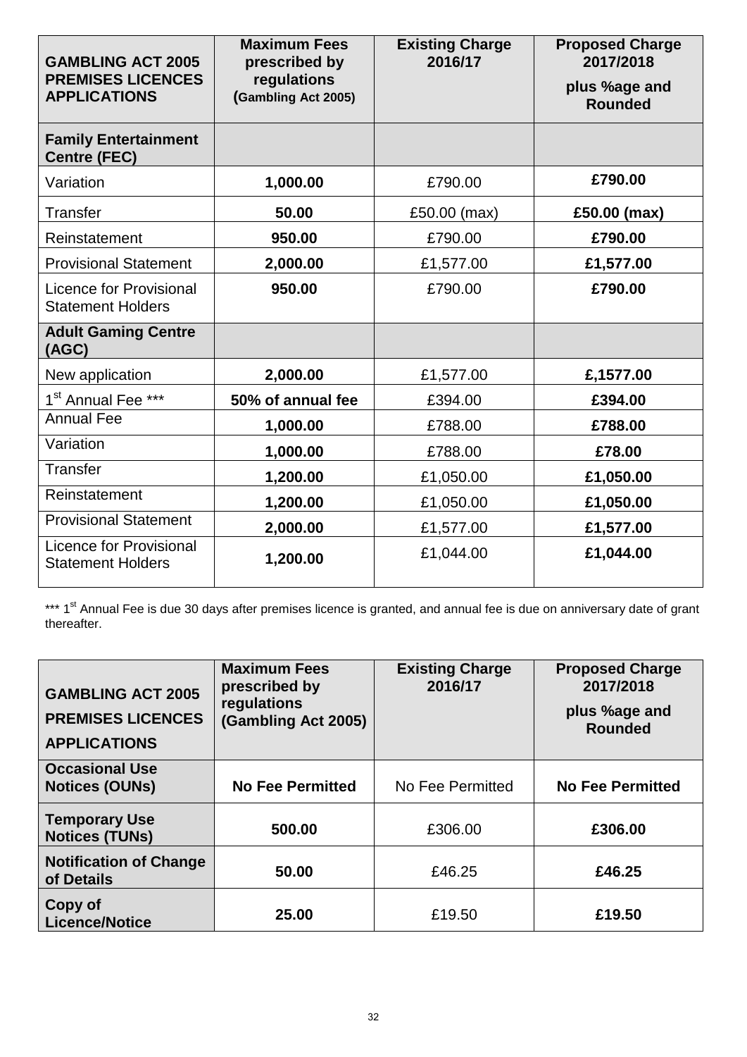| GAMBLING ACT 2005 PREMISES LICENCES APPLICATIONS | Maximum Fees prescribed by regulations (Gambling Act 2005) | Existing Charge 2016/17 | Proposed Charge 2017/2018 plus %age and Rounded |
|---|---|---|---|
| **Family Entertainment Centre (FEC)** | | | |
| Variation | **1,000.00** | £790.00 | **£790.00** |
| Transfer | **50.00** | £50.00 (max) | **£50.00 (max)** |
| Reinstatement | **950.00** | £790.00 | **£790.00** |
| Provisional Statement | **2,000.00** | £1,577.00 | **£1,577.00** |
| Licence for Provisional Statement Holders | **950.00** | £790.00 | **£790.00** |
| **Adult Gaming Centre (AGC)** | | | |
| New application | **2,000.00** | £1,577.00 | **£,1577.00** |
| 1st Annual Fee *** | **50% of annual fee** | £394.00 | **£394.00** |
| Annual Fee | **1,000.00** | £788.00 | **£788.00** |
| Variation | **1,000.00** | £788.00 | **£78.00** |
| Transfer | **1,200.00** | £1,050.00 | **£1,050.00** |
| Reinstatement | **1,200.00** | £1,050.00 | **£1,050.00** |
| Provisional Statement | **2,000.00** | £1,577.00 | **£1,577.00** |
| Licence for Provisional Statement Holders | **1,200.00** | £1,044.00 | **£1,044.00** |

*** 1st Annual Fee is due 30 days after premises licence is granted, and annual fee is due on anniversary date of grant thereafter.

| GAMBLING ACT 2005 PREMISES LICENCES APPLICATIONS | Maximum Fees prescribed by regulations (Gambling Act 2005) | Existing Charge 2016/17 | Proposed Charge 2017/2018 plus %age and Rounded |
|---|---|---|---|
| **Occasional Use Notices (OUNs)** | **No Fee Permitted** | No Fee Permitted | **No Fee Permitted** |
| **Temporary Use Notices (TUNs)** | **500.00** | £306.00 | **£306.00** |
| **Notification of Change of Details** | **50.00** | £46.25 | **£46.25** |
| **Copy of Licence/Notice** | **25.00** | £19.50 | **£19.50** |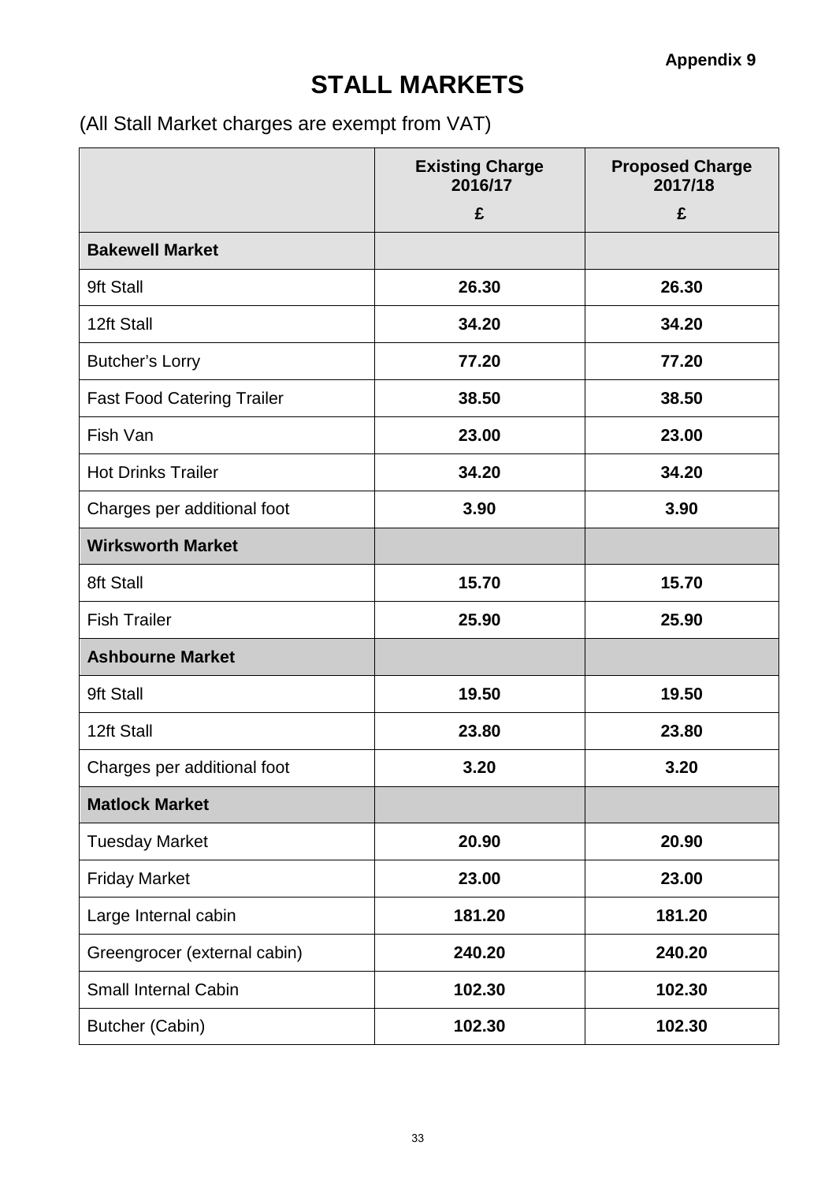**Appendix 9**

# STALL MARKETS

(All Stall Market charges are exempt from VAT)

| | Existing Charge 2016/17 £ | Proposed Charge 2017/18 £ |
|---|---|---|
| **Bakewell Market** | | |
| 9ft Stall | **26.30** | **26.30** |
| 12ft Stall | **34.20** | **34.20** |
| Butcher's Lorry | **77.20** | **77.20** |
| Fast Food Catering Trailer | **38.50** | **38.50** |
| Fish Van | **23.00** | **23.00** |
| Hot Drinks Trailer | **34.20** | **34.20** |
| Charges per additional foot | **3.90** | **3.90** |
| **Wirksworth Market** | | |
| 8ft Stall | **15.70** | **15.70** |
| Fish Trailer | **25.90** | **25.90** |
| **Ashbourne Market** | | |
| 9ft Stall | **19.50** | **19.50** |
| 12ft Stall | **23.80** | **23.80** |
| Charges per additional foot | **3.20** | **3.20** |
| **Matlock Market** | | |
| Tuesday Market | **20.90** | **20.90** |
| Friday Market | **23.00** | **23.00** |
| Large Internal cabin | **181.20** | **181.20** |
| Greengrocer (external cabin) | **240.20** | **240.20** |
| Small Internal Cabin | **102.30** | **102.30** |
| Butcher (Cabin) | **102.30** | **102.30** |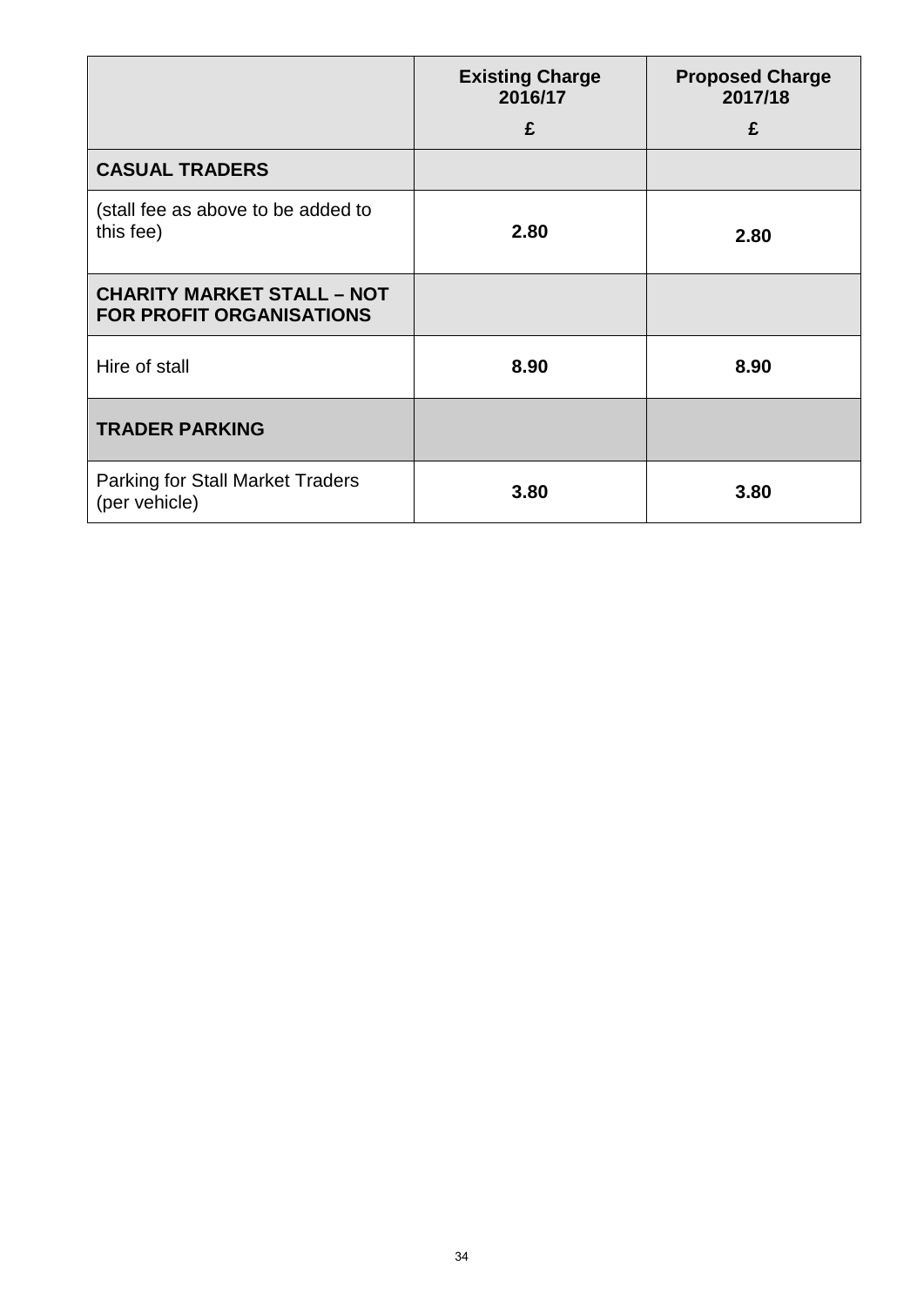| | **Existing Charge 2016/17** **£** | **Proposed Charge 2017/18** **£** |
|---|---|---|
| **CASUAL TRADERS** | | |
| (stall fee as above to be added to this fee) | **2.80** | **2.80** |
| **CHARITY MARKET STALL – NOT FOR PROFIT ORGANISATIONS** | | |
| Hire of stall | **8.90** | **8.90** |
| **TRADER PARKING** | | |
| Parking for Stall Market Traders (per vehicle) | **3.80** | **3.80** |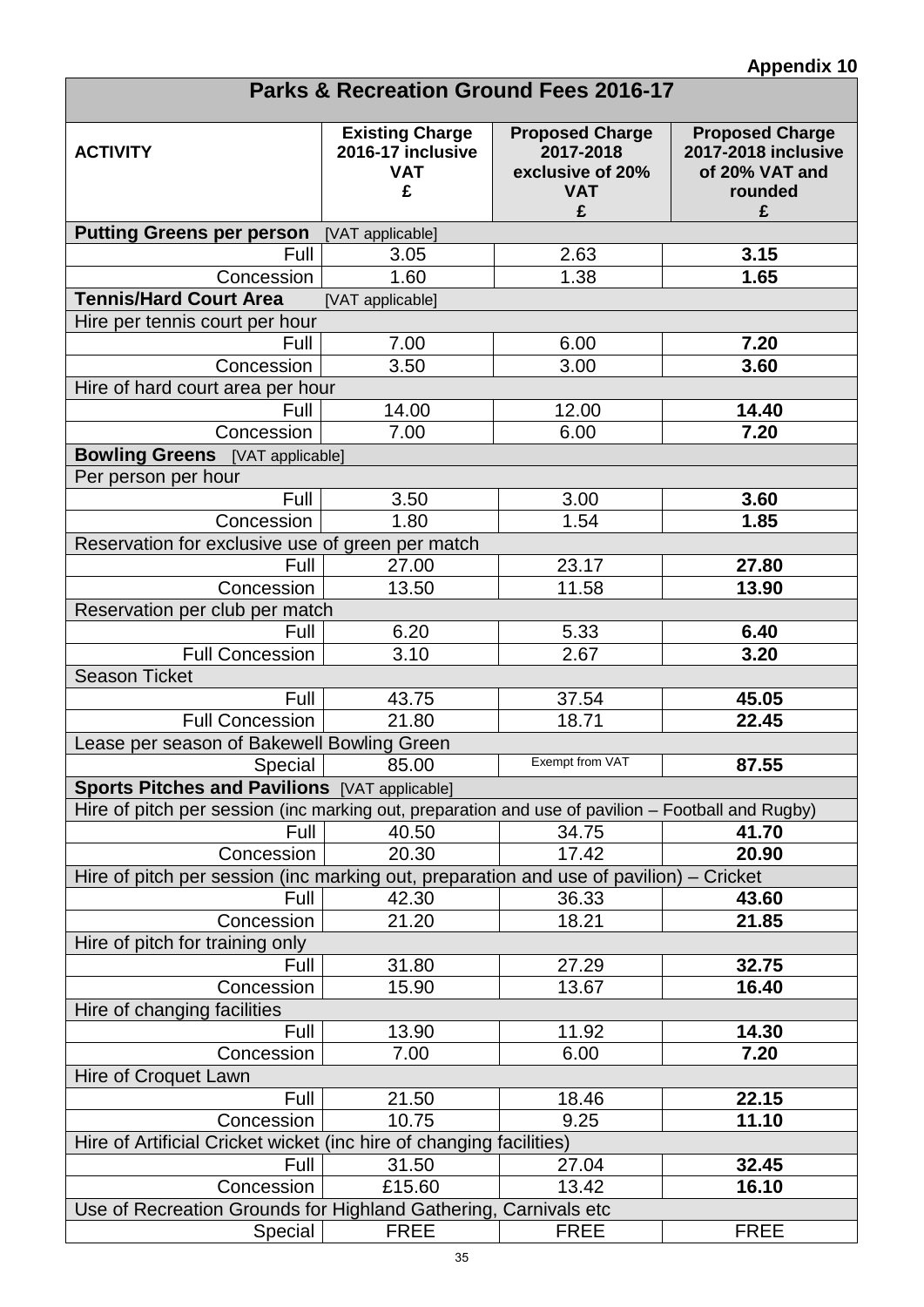**Appendix 10**

| Parks & Recreation Ground Fees 2016-17 | | | |
|---|---|---|---|
| **ACTIVITY** | **Existing Charge 2016-17 inclusive VAT £** | **Proposed Charge 2017-2018 exclusive of 20% VAT £** | **Proposed Charge 2017-2018 inclusive of 20% VAT and rounded £** |
| **Putting Greens per person** [VAT applicable] | | | |
| Full | 3.05 | 2.63 | **3.15** |
| Concession | 1.60 | 1.38 | **1.65** |
| **Tennis/Hard Court Area** [VAT applicable] | | | |
| Hire per tennis court per hour | | | |
| Full | 7.00 | 6.00 | **7.20** |
| Concession | 3.50 | 3.00 | **3.60** |
| Hire of hard court area per hour | | | |
| Full | 14.00 | 12.00 | **14.40** |
| Concession | 7.00 | 6.00 | **7.20** |
| **Bowling Greens** [VAT applicable] | | | |
| Per person per hour | | | |
| Full | 3.50 | 3.00 | **3.60** |
| Concession | 1.80 | 1.54 | **1.85** |
| Reservation for exclusive use of green per match | | | |
| Full | 27.00 | 23.17 | **27.80** |
| Concession | 13.50 | 11.58 | **13.90** |
| Reservation per club per match | | | |
| Full | 6.20 | 5.33 | **6.40** |
| Full Concession | 3.10 | 2.67 | **3.20** |
| Season Ticket | | | |
| Full | 43.75 | 37.54 | **45.05** |
| Full Concession | 21.80 | 18.71 | **22.45** |
| Lease per season of Bakewell Bowling Green | | | |
| Special | 85.00 | Exempt from VAT | **87.55** |
| **Sports Pitches and Pavilions** [VAT applicable] | | | |
| Hire of pitch per session (inc marking out, preparation and use of pavilion – Football and Rugby) | | | |
| Full | 40.50 | 34.75 | **41.70** |
| Concession | 20.30 | 17.42 | **20.90** |
| Hire of pitch per session (inc marking out, preparation and use of pavilion) – Cricket | | | |
| Full | 42.30 | 36.33 | **43.60** |
| Concession | 21.20 | 18.21 | **21.85** |
| Hire of pitch for training only | | | |
| Full | 31.80 | 27.29 | **32.75** |
| Concession | 15.90 | 13.67 | **16.40** |
| Hire of changing facilities | | | |
| Full | 13.90 | 11.92 | **14.30** |
| Concession | 7.00 | 6.00 | **7.20** |
| Hire of Croquet Lawn | | | |
| Full | 21.50 | 18.46 | **22.15** |
| Concession | 10.75 | 9.25 | **11.10** |
| Hire of Artificial Cricket wicket (inc hire of changing facilities) | | | |
| Full | 31.50 | 27.04 | **32.45** |
| Concession | £15.60 | 13.42 | **16.10** |
| Use of Recreation Grounds for Highland Gathering, Carnivals etc | | | |
| Special | FREE | FREE | FREE |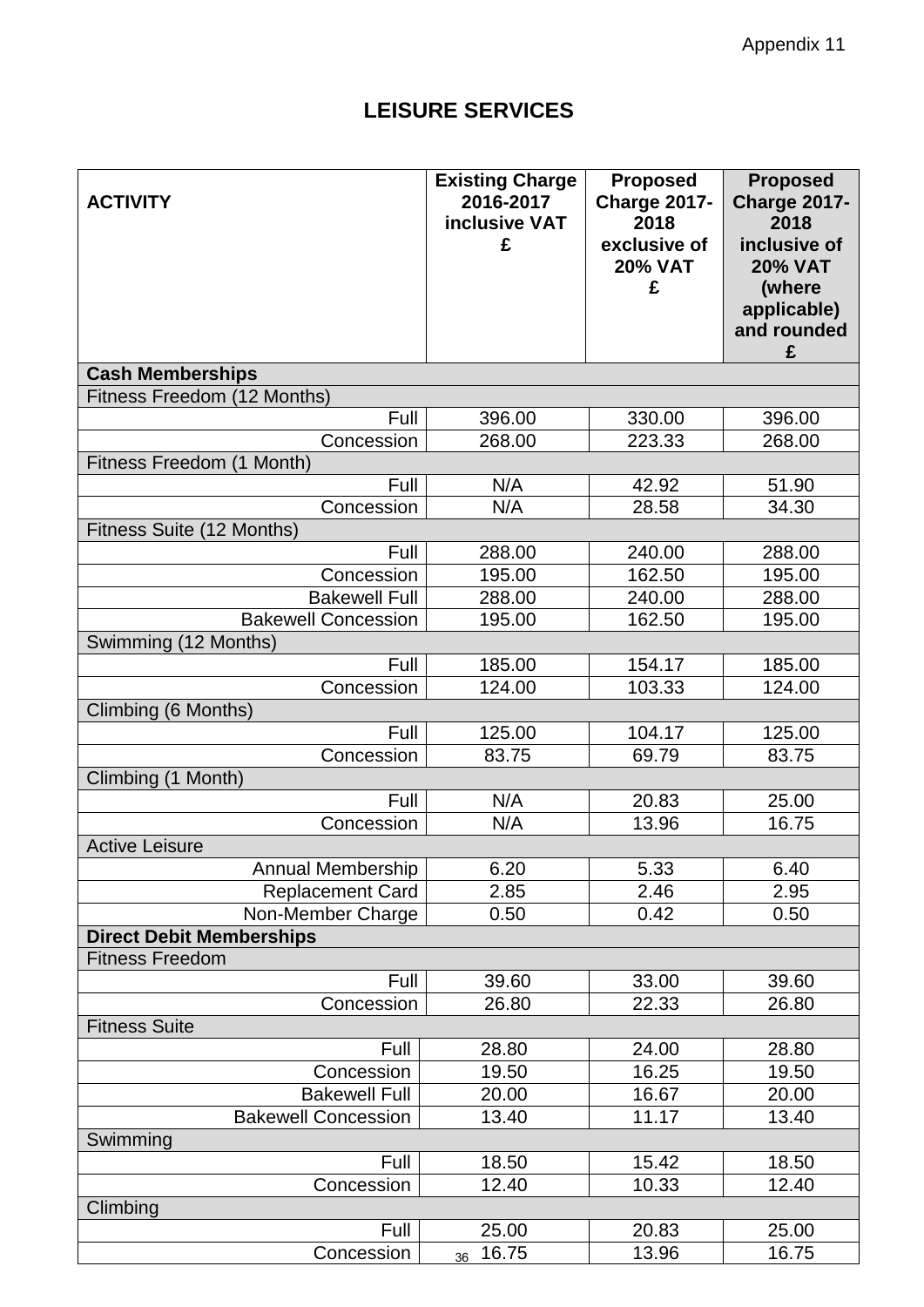Appendix 11

# LEISURE SERVICES

| ACTIVITY | Existing Charge 2016-2017 inclusive VAT £ | Proposed Charge 2017-2018 exclusive of 20% VAT £ | Proposed Charge 2017-2018 inclusive of 20% VAT (where applicable) and rounded £ |
|---|---|---|---|
| **Cash Memberships** | | | |
| Fitness Freedom (12 Months) | | | |
| Full | 396.00 | 330.00 | 396.00 |
| Concession | 268.00 | 223.33 | 268.00 |
| Fitness Freedom (1 Month) | | | |
| Full | N/A | 42.92 | 51.90 |
| Concession | N/A | 28.58 | 34.30 |
| Fitness Suite (12 Months) | | | |
| Full | 288.00 | 240.00 | 288.00 |
| Concession | 195.00 | 162.50 | 195.00 |
| Bakewell Full | 288.00 | 240.00 | 288.00 |
| Bakewell Concession | 195.00 | 162.50 | 195.00 |
| Swimming (12 Months) | | | |
| Full | 185.00 | 154.17 | 185.00 |
| Concession | 124.00 | 103.33 | 124.00 |
| Climbing (6 Months) | | | |
| Full | 125.00 | 104.17 | 125.00 |
| Concession | 83.75 | 69.79 | 83.75 |
| Climbing (1 Month) | | | |
| Full | N/A | 20.83 | 25.00 |
| Concession | N/A | 13.96 | 16.75 |
| Active Leisure | | | |
| Annual Membership | 6.20 | 5.33 | 6.40 |
| Replacement Card | 2.85 | 2.46 | 2.95 |
| Non-Member Charge | 0.50 | 0.42 | 0.50 |
| **Direct Debit Memberships** | | | |
| Fitness Freedom | | | |
| Full | 39.60 | 33.00 | 39.60 |
| Concession | 26.80 | 22.33 | 26.80 |
| Fitness Suite | | | |
| Full | 28.80 | 24.00 | 28.80 |
| Concession | 19.50 | 16.25 | 19.50 |
| Bakewell Full | 20.00 | 16.67 | 20.00 |
| Bakewell Concession | 13.40 | 11.17 | 13.40 |
| Swimming | | | |
| Full | 18.50 | 15.42 | 18.50 |
| Concession | 12.40 | 10.33 | 12.40 |
| Climbing | | | |
| Full | 25.00 | 20.83 | 25.00 |
| Concession | 16.75 | 13.96 | 16.75 |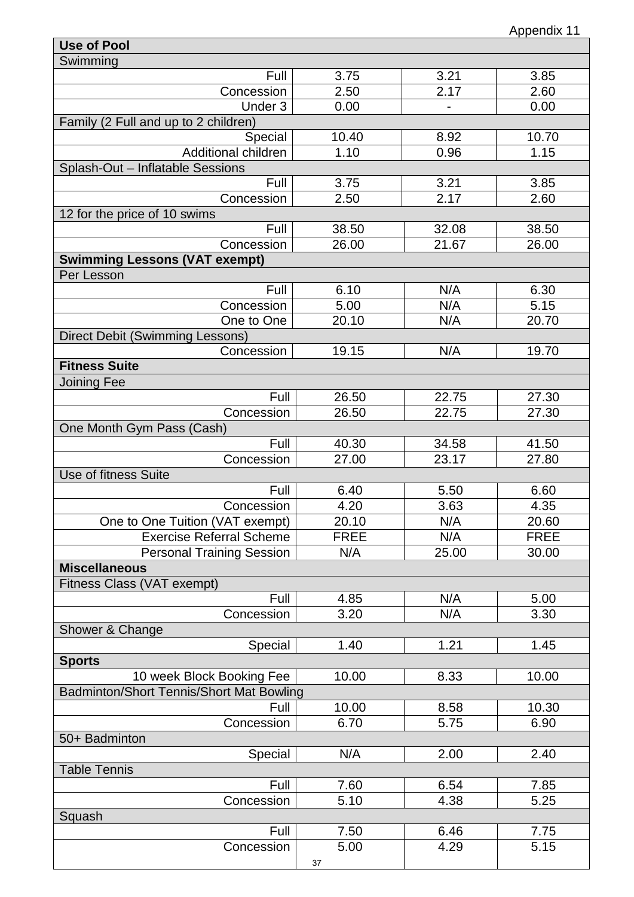Appendix 11

| Use of Pool | | | |
|---|---|---|---|
| Swimming | | | |
| Full | 3.75 | 3.21 | 3.85 |
| Concession | 2.50 | 2.17 | 2.60 |
| Under 3 | 0.00 | - | 0.00 |
| Family (2 Full and up to 2 children) | | | |
| Special | 10.40 | 8.92 | 10.70 |
| Additional children | 1.10 | 0.96 | 1.15 |
| Splash-Out – Inflatable Sessions | | | |
| Full | 3.75 | 3.21 | 3.85 |
| Concession | 2.50 | 2.17 | 2.60 |
| 12 for the price of 10 swims | | | |
| Full | 38.50 | 32.08 | 38.50 |
| Concession | 26.00 | 21.67 | 26.00 |
| **Swimming Lessons (VAT exempt)** | | | |
| Per Lesson | | | |
| Full | 6.10 | N/A | 6.30 |
| Concession | 5.00 | N/A | 5.15 |
| One to One | 20.10 | N/A | 20.70 |
| Direct Debit (Swimming Lessons) | | | |
| Concession | 19.15 | N/A | 19.70 |
| **Fitness Suite** | | | |
| Joining Fee | | | |
| Full | 26.50 | 22.75 | 27.30 |
| Concession | 26.50 | 22.75 | 27.30 |
| One Month Gym Pass (Cash) | | | |
| Full | 40.30 | 34.58 | 41.50 |
| Concession | 27.00 | 23.17 | 27.80 |
| Use of fitness Suite | | | |
| Full | 6.40 | 5.50 | 6.60 |
| Concession | 4.20 | 3.63 | 4.35 |
| One to One Tuition (VAT exempt) | 20.10 | N/A | 20.60 |
| Exercise Referral Scheme | FREE | N/A | FREE |
| Personal Training Session | N/A | 25.00 | 30.00 |
| **Miscellaneous** | | | |
| Fitness Class (VAT exempt) | | | |
| Full | 4.85 | N/A | 5.00 |
| Concession | 3.20 | N/A | 3.30 |
| Shower & Change | | | |
| Special | 1.40 | 1.21 | 1.45 |
| **Sports** | | | |
| 10 week Block Booking Fee | 10.00 | 8.33 | 10.00 |
| Badminton/Short Tennis/Short Mat Bowling | | | |
| Full | 10.00 | 8.58 | 10.30 |
| Concession | 6.70 | 5.75 | 6.90 |
| 50+ Badminton | | | |
| Special | N/A | 2.00 | 2.40 |
| Table Tennis | | | |
| Full | 7.60 | 6.54 | 7.85 |
| Concession | 5.10 | 4.38 | 5.25 |
| Squash | | | |
| Full | 7.50 | 6.46 | 7.75 |
| Concession | 5.00 | 4.29 | 5.15 |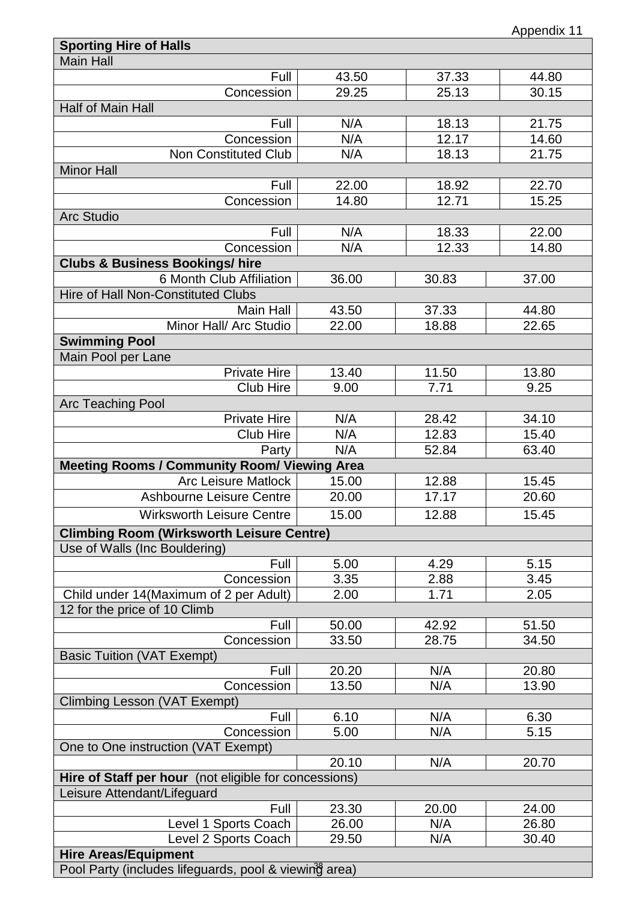Appendix 11

| Sporting Hire of Halls | | | |
|---|---|---|---|
| Main Hall | | | |
| Full | 43.50 | 37.33 | 44.80 |
| Concession | 29.25 | 25.13 | 30.15 |
| Half of Main Hall | | | |
| Full | N/A | 18.13 | 21.75 |
| Concession | N/A | 12.17 | 14.60 |
| Non Constituted Club | N/A | 18.13 | 21.75 |
| Minor Hall | | | |
| Full | 22.00 | 18.92 | 22.70 |
| Concession | 14.80 | 12.71 | 15.25 |
| Arc Studio | | | |
| Full | N/A | 18.33 | 22.00 |
| Concession | N/A | 12.33 | 14.80 |
| **Clubs & Business Bookings/ hire** | | | |
| 6 Month Club Affiliation | 36.00 | 30.83 | 37.00 |
| Hire of Hall Non-Constituted Clubs | | | |
| Main Hall | 43.50 | 37.33 | 44.80 |
| Minor Hall/ Arc Studio | 22.00 | 18.88 | 22.65 |
| **Swimming Pool** | | | |
| Main Pool per Lane | | | |
| Private Hire | 13.40 | 11.50 | 13.80 |
| Club Hire | 9.00 | 7.71 | 9.25 |
| Arc Teaching Pool | | | |
| Private Hire | N/A | 28.42 | 34.10 |
| Club Hire | N/A | 12.83 | 15.40 |
| Party | N/A | 52.84 | 63.40 |
| **Meeting Rooms / Community Room/ Viewing Area** | | | |
| Arc Leisure Matlock | 15.00 | 12.88 | 15.45 |
| Ashbourne Leisure Centre | 20.00 | 17.17 | 20.60 |
| Wirksworth Leisure Centre | 15.00 | 12.88 | 15.45 |
| **Climbing Room (Wirksworth Leisure Centre)** | | | |
| Use of Walls (Inc Bouldering) | | | |
| Full | 5.00 | 4.29 | 5.15 |
| Concession | 3.35 | 2.88 | 3.45 |
| Child under 14(Maximum of 2 per Adult) | 2.00 | 1.71 | 2.05 |
| 12 for the price of 10 Climb | | | |
| Full | 50.00 | 42.92 | 51.50 |
| Concession | 33.50 | 28.75 | 34.50 |
| Basic Tuition (VAT Exempt) | | | |
| Full | 20.20 | N/A | 20.80 |
| Concession | 13.50 | N/A | 13.90 |
| Climbing Lesson (VAT Exempt) | | | |
| Full | 6.10 | N/A | 6.30 |
| Concession | 5.00 | N/A | 5.15 |
| One to One instruction (VAT Exempt) | | | |
| | 20.10 | N/A | 20.70 |
| **Hire of Staff per hour** (not eligible for concessions) | | | |
| Leisure Attendant/Lifeguard | | | |
| Full | 23.30 | 20.00 | 24.00 |
| Level 1 Sports Coach | 26.00 | N/A | 26.80 |
| Level 2 Sports Coach | 29.50 | N/A | 30.40 |
| **Hire Areas/Equipment** | | | |
| Pool Party (includes lifeguards, pool & viewing area) | | | |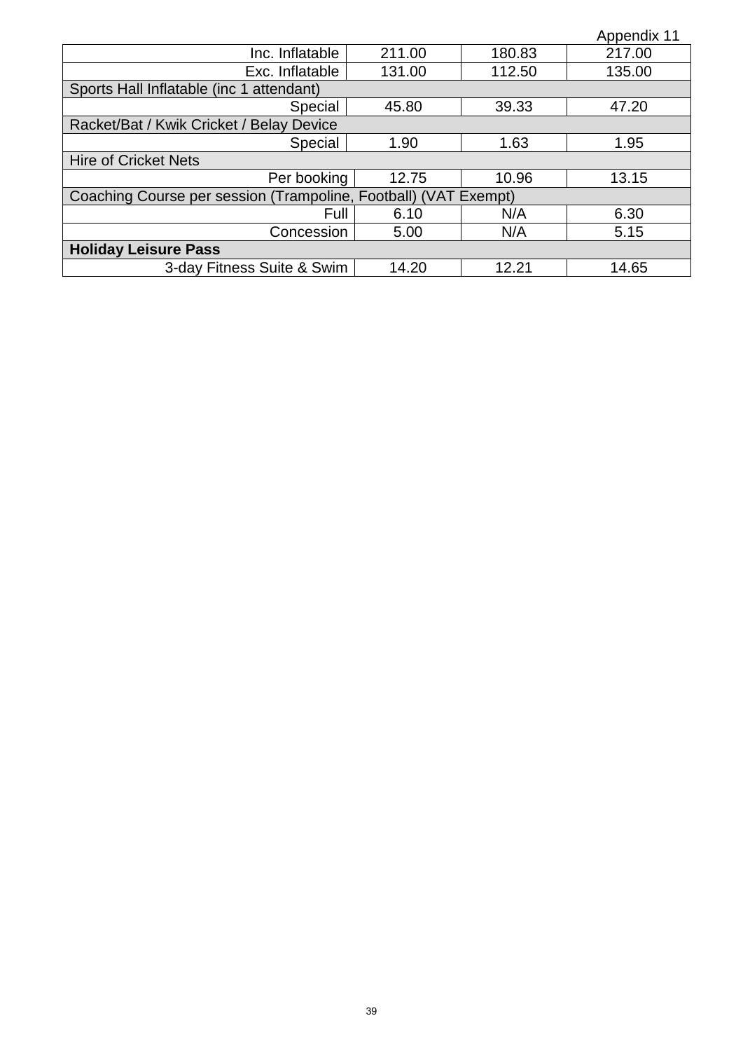Appendix 11

| | | | |
|---|---|---|---|
| Inc. Inflatable | 211.00 | 180.83 | 217.00 |
| Exc. Inflatable | 131.00 | 112.50 | 135.00 |
| Sports Hall Inflatable (inc 1 attendant) | | | |
| Special | 45.80 | 39.33 | 47.20 |
| Racket/Bat / Kwik Cricket / Belay Device | | | |
| Special | 1.90 | 1.63 | 1.95 |
| Hire of Cricket Nets | | | |
| Per booking | 12.75 | 10.96 | 13.15 |
| Coaching Course per session (Trampoline, Football) (VAT Exempt) | | | |
| Full | 6.10 | N/A | 6.30 |
| Concession | 5.00 | N/A | 5.15 |
| **Holiday Leisure Pass** | | | |
| 3-day Fitness Suite & Swim | 14.20 | 12.21 | 14.65 |